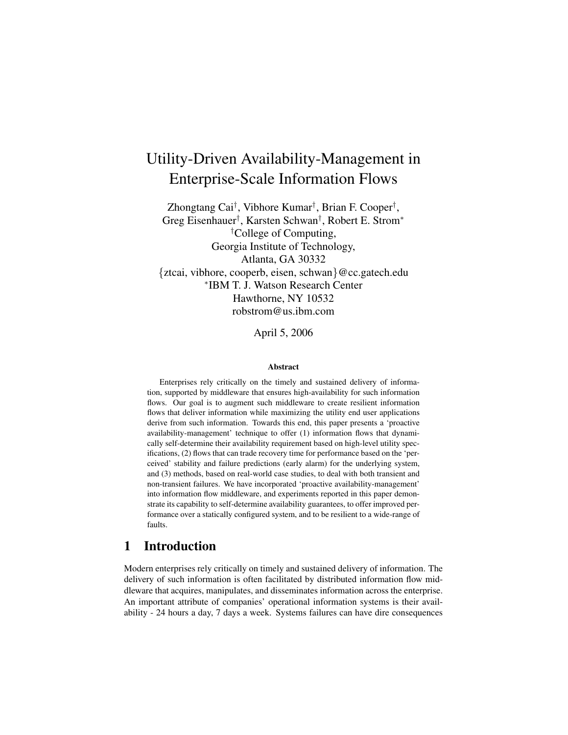# Utility-Driven Availability-Management in Enterprise-Scale Information Flows

Zhongtang Cai[†], Vibhore Kumar[†], Brian F. Cooper[†],
Greg Eisenhauer[†], Karsten Schwan[†], Robert E. Strom[*]

[†]College of Computing,
Georgia Institute of Technology,
Atlanta, GA 30332
{ztcai, vibhore, cooperb, eisen, schwan}@cc.gatech.edu

[*]IBM T. J. Watson Research Center
Hawthorne, NY 10532
robstrom@us.ibm.com

April 5, 2006

### Abstract

Enterprises rely critically on the timely and sustained delivery of information, supported by middleware that ensures high-availability for such information flows. Our goal is to augment such middleware to create resilient information flows that deliver information while maximizing the utility end user applications derive from such information. Towards this end, this paper presents a 'proactive availability-management' technique to offer (1) information flows that dynamically self-determine their availability requirement based on high-level utility specifications, (2) flows that can trade recovery time for performance based on the 'perceived' stability and failure predictions (early alarm) for the underlying system, and (3) methods, based on real-world case studies, to deal with both transient and non-transient failures. We have incorporated 'proactive availability-management' into information flow middleware, and experiments reported in this paper demonstrate its capability to self-determine availability guarantees, to offer improved performance over a statically configured system, and to be resilient to a wide-range of faults.

## 1 Introduction

Modern enterprises rely critically on timely and sustained delivery of information. The delivery of such information is often facilitated by distributed information flow middleware that acquires, manipulates, and disseminates information across the enterprise. An important attribute of companies' operational information systems is their availability - 24 hours a day, 7 days a week. Systems failures can have dire consequences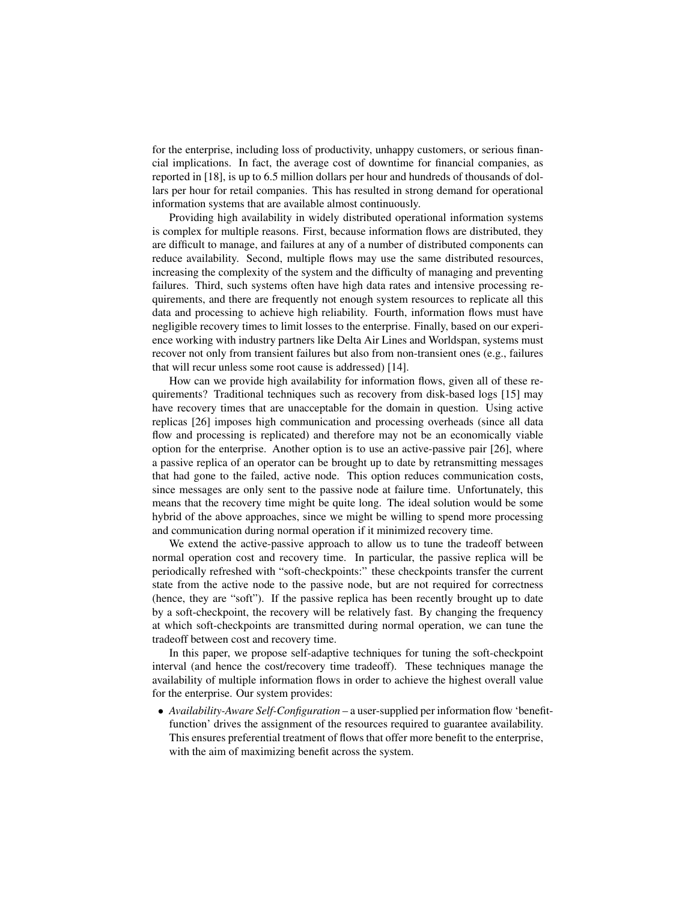for the enterprise, including loss of productivity, unhappy customers, or serious financial implications. In fact, the average cost of downtime for financial companies, as reported in [18], is up to 6.5 million dollars per hour and hundreds of thousands of dollars per hour for retail companies. This has resulted in strong demand for operational information systems that are available almost continuously.

Providing high availability in widely distributed operational information systems is complex for multiple reasons. First, because information flows are distributed, they are difficult to manage, and failures at any of a number of distributed components can reduce availability. Second, multiple flows may use the same distributed resources, increasing the complexity of the system and the difficulty of managing and preventing failures. Third, such systems often have high data rates and intensive processing requirements, and there are frequently not enough system resources to replicate all this data and processing to achieve high reliability. Fourth, information flows must have negligible recovery times to limit losses to the enterprise. Finally, based on our experience working with industry partners like Delta Air Lines and Worldspan, systems must recover not only from transient failures but also from non-transient ones (e.g., failures that will recur unless some root cause is addressed) [14].

How can we provide high availability for information flows, given all of these requirements? Traditional techniques such as recovery from disk-based logs [15] may have recovery times that are unacceptable for the domain in question. Using active replicas [26] imposes high communication and processing overheads (since all data flow and processing is replicated) and therefore may not be an economically viable option for the enterprise. Another option is to use an active-passive pair [26], where a passive replica of an operator can be brought up to date by retransmitting messages that had gone to the failed, active node. This option reduces communication costs, since messages are only sent to the passive node at failure time. Unfortunately, this means that the recovery time might be quite long. The ideal solution would be some hybrid of the above approaches, since we might be willing to spend more processing and communication during normal operation if it minimized recovery time.

We extend the active-passive approach to allow us to tune the tradeoff between normal operation cost and recovery time. In particular, the passive replica will be periodically refreshed with "soft-checkpoints:" these checkpoints transfer the current state from the active node to the passive node, but are not required for correctness (hence, they are "soft"). If the passive replica has been recently brought up to date by a soft-checkpoint, the recovery will be relatively fast. By changing the frequency at which soft-checkpoints are transmitted during normal operation, we can tune the tradeoff between cost and recovery time.

In this paper, we propose self-adaptive techniques for tuning the soft-checkpoint interval (and hence the cost/recovery time tradeoff). These techniques manage the availability of multiple information flows in order to achieve the highest overall value for the enterprise. Our system provides:

- *Availability-Aware Self-Configuration* – a user-supplied per information flow 'benefit-function' drives the assignment of the resources required to guarantee availability. This ensures preferential treatment of flows that offer more benefit to the enterprise, with the aim of maximizing benefit across the system.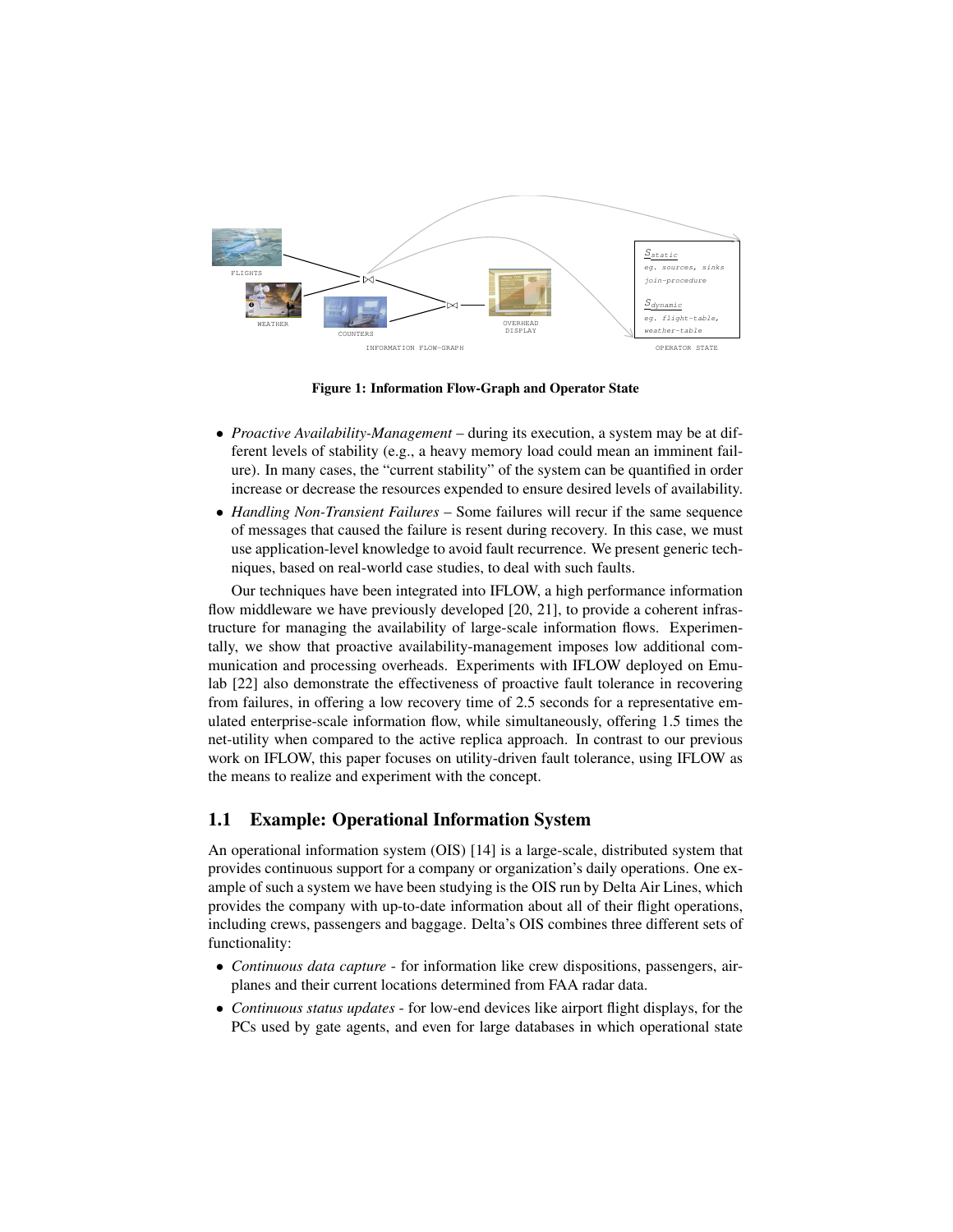Figure 1: Information Flow-Graph and Operator State

- *Proactive Availability-Management* – during its execution, a system may be at different levels of stability (e.g., a heavy memory load could mean an imminent failure). In many cases, the "current stability" of the system can be quantified in order increase or decrease the resources expended to ensure desired levels of availability.
- *Handling Non-Transient Failures* – Some failures will recur if the same sequence of messages that caused the failure is resent during recovery. In this case, we must use application-level knowledge to avoid fault recurrence. We present generic techniques, based on real-world case studies, to deal with such faults.

Our techniques have been integrated into IFLOW, a high performance information flow middleware we have previously developed [20, 21], to provide a coherent infrastructure for managing the availability of large-scale information flows. Experimentally, we show that proactive availability-management imposes low additional communication and processing overheads. Experiments with IFLOW deployed on Emulab [22] also demonstrate the effectiveness of proactive fault tolerance in recovering from failures, in offering a low recovery time of 2.5 seconds for a representative emulated enterprise-scale information flow, while simultaneously, offering 1.5 times the net-utility when compared to the active replica approach. In contrast to our previous work on IFLOW, this paper focuses on utility-driven fault tolerance, using IFLOW as the means to realize and experiment with the concept.

## 1.1 Example: Operational Information System

An operational information system (OIS) [14] is a large-scale, distributed system that provides continuous support for a company or organization's daily operations. One example of such a system we have been studying is the OIS run by Delta Air Lines, which provides the company with up-to-date information about all of their flight operations, including crews, passengers and baggage. Delta's OIS combines three different sets of functionality:

- *Continuous data capture* - for information like crew dispositions, passengers, airplanes and their current locations determined from FAA radar data.
- *Continuous status updates* - for low-end devices like airport flight displays, for the PCs used by gate agents, and even for large databases in which operational state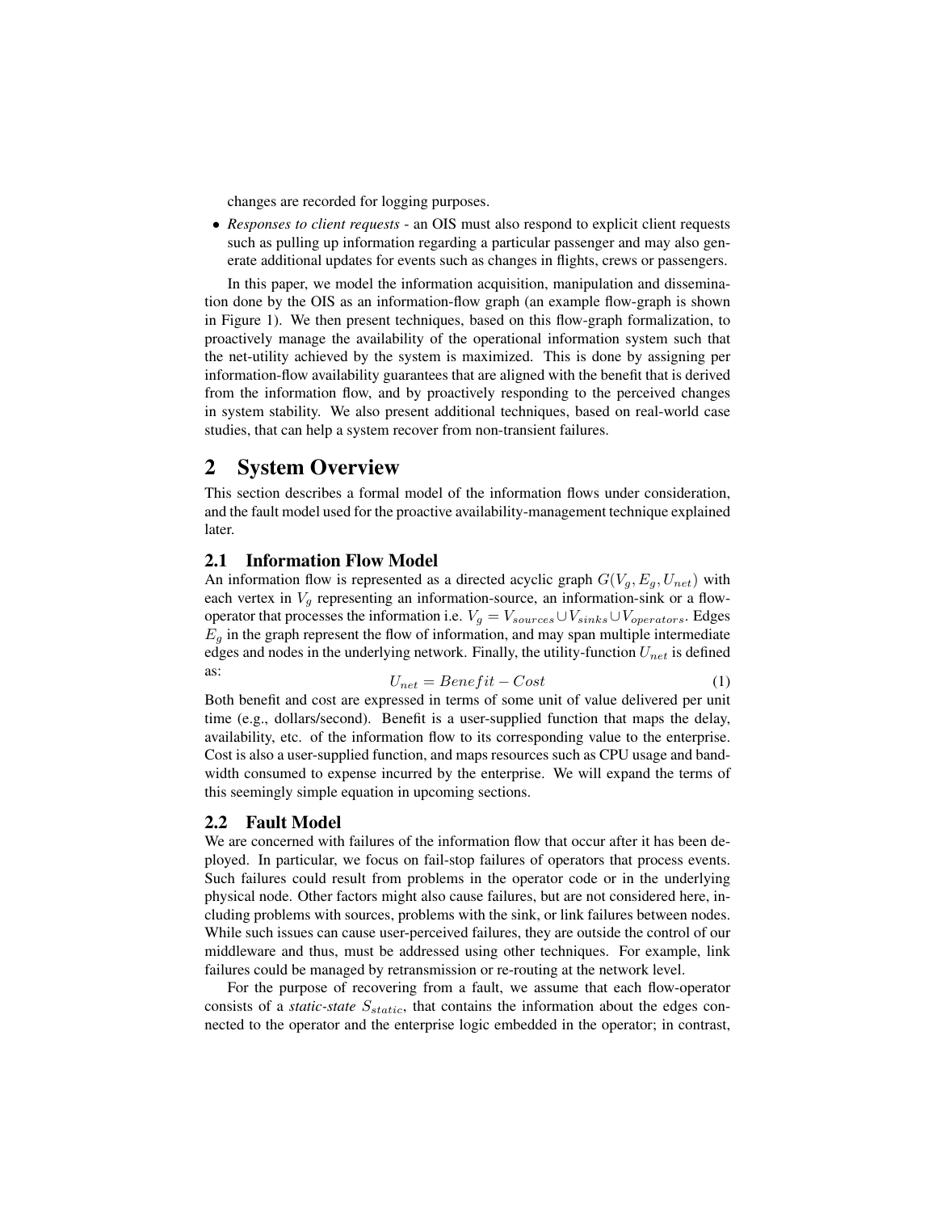changes are recorded for logging purposes.

- *Responses to client requests* - an OIS must also respond to explicit client requests such as pulling up information regarding a particular passenger and may also generate additional updates for events such as changes in flights, crews or passengers.

In this paper, we model the information acquisition, manipulation and dissemination done by the OIS as an information-flow graph (an example flow-graph is shown in Figure 1). We then present techniques, based on this flow-graph formalization, to proactively manage the availability of the operational information system such that the net-utility achieved by the system is maximized. This is done by assigning per information-flow availability guarantees that are aligned with the benefit that is derived from the information flow, and by proactively responding to the perceived changes in system stability. We also present additional techniques, based on real-world case studies, that can help a system recover from non-transient failures.

## 2 System Overview

This section describes a formal model of the information flows under consideration, and the fault model used for the proactive availability-management technique explained later.

### 2.1 Information Flow Model

An information flow is represented as a directed acyclic graph $G(V_g, E_g, U_{net})$ with each vertex in $V_g$ representing an information-source, an information-sink or a flow-operator that processes the information i.e. $V_g = V_{sources} \cup V_{sinks} \cup V_{operators}$. Edges $E_g$ in the graph represent the flow of information, and may span multiple intermediate edges and nodes in the underlying network. Finally, the utility-function $U_{net}$ is defined as:

$$U_{net} = Benefit - Cost \tag{1}$$

Both benefit and cost are expressed in terms of some unit of value delivered per unit time (e.g., dollars/second). Benefit is a user-supplied function that maps the delay, availability, etc. of the information flow to its corresponding value to the enterprise. Cost is also a user-supplied function, and maps resources such as CPU usage and bandwidth consumed to expense incurred by the enterprise. We will expand the terms of this seemingly simple equation in upcoming sections.

### 2.2 Fault Model

We are concerned with failures of the information flow that occur after it has been deployed. In particular, we focus on fail-stop failures of operators that process events. Such failures could result from problems in the operator code or in the underlying physical node. Other factors might also cause failures, but are not considered here, including problems with sources, problems with the sink, or link failures between nodes. While such issues can cause user-perceived failures, they are outside the control of our middleware and thus, must be addressed using other techniques. For example, link failures could be managed by retransmission or re-routing at the network level.

For the purpose of recovering from a fault, we assume that each flow-operator consists of a *static-state* $S_{static}$, that contains the information about the edges connected to the operator and the enterprise logic embedded in the operator; in contrast,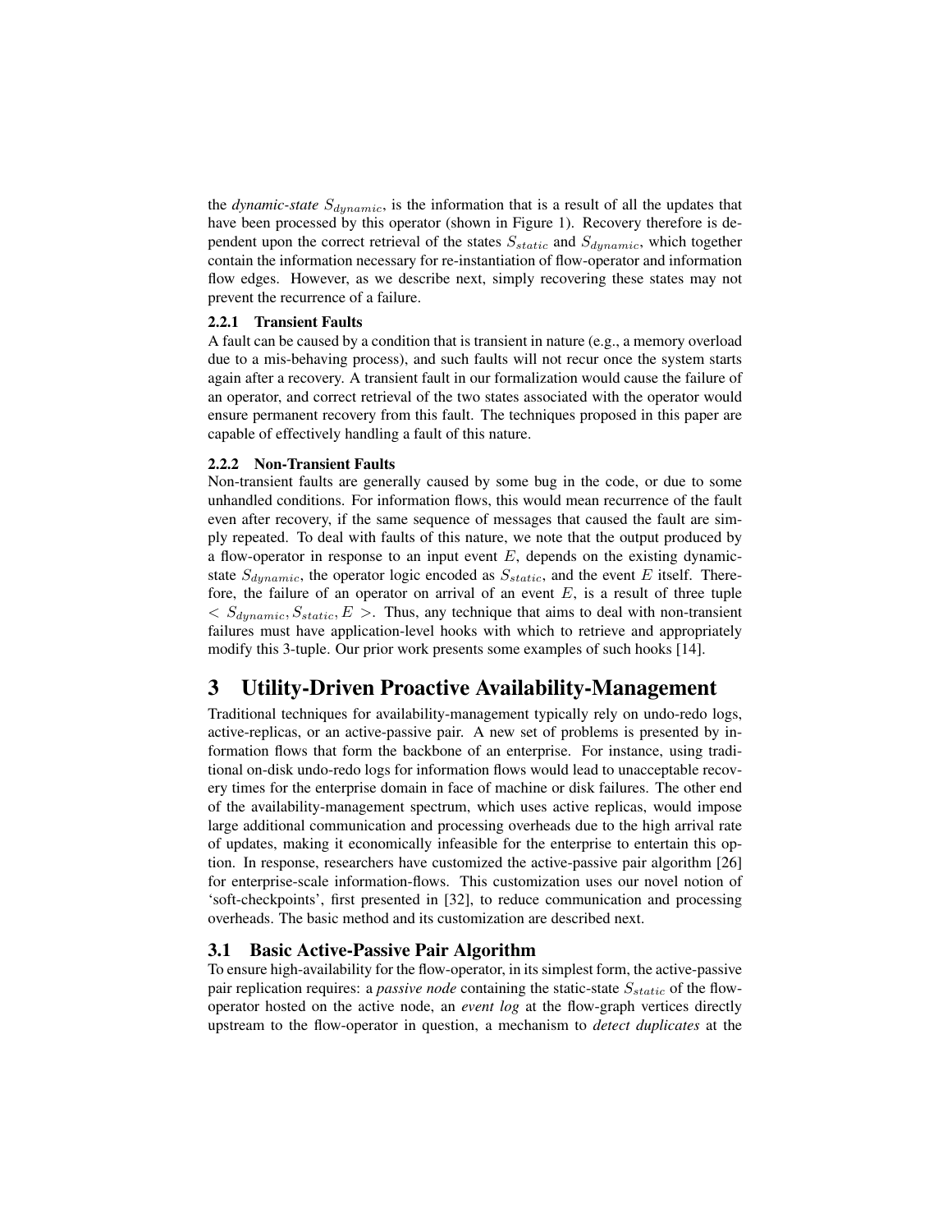the *dynamic-state* $S_{dynamic}$, is the information that is a result of all the updates that have been processed by this operator (shown in Figure 1). Recovery therefore is dependent upon the correct retrieval of the states $S_{static}$ and $S_{dynamic}$, which together contain the information necessary for re-instantiation of flow-operator and information flow edges. However, as we describe next, simply recovering these states may not prevent the recurrence of a failure.

#### 2.2.1 Transient Faults

A fault can be caused by a condition that is transient in nature (e.g., a memory overload due to a mis-behaving process), and such faults will not recur once the system starts again after a recovery. A transient fault in our formalization would cause the failure of an operator, and correct retrieval of the two states associated with the operator would ensure permanent recovery from this fault. The techniques proposed in this paper are capable of effectively handling a fault of this nature.

#### 2.2.2 Non-Transient Faults

Non-transient faults are generally caused by some bug in the code, or due to some unhandled conditions. For information flows, this would mean recurrence of the fault even after recovery, if the same sequence of messages that caused the fault are simply repeated. To deal with faults of this nature, we note that the output produced by a flow-operator in response to an input event $E$, depends on the existing dynamic-state $S_{dynamic}$, the operator logic encoded as $S_{static}$, and the event $E$ itself. Therefore, the failure of an operator on arrival of an event $E$, is a result of three tuple $< S_{dynamic}, S_{static}, E >$. Thus, any technique that aims to deal with non-transient failures must have application-level hooks with which to retrieve and appropriately modify this 3-tuple. Our prior work presents some examples of such hooks [14].

# 3 Utility-Driven Proactive Availability-Management

Traditional techniques for availability-management typically rely on undo-redo logs, active-replicas, or an active-passive pair. A new set of problems is presented by information flows that form the backbone of an enterprise. For instance, using traditional on-disk undo-redo logs for information flows would lead to unacceptable recovery times for the enterprise domain in face of machine or disk failures. The other end of the availability-management spectrum, which uses active replicas, would impose large additional communication and processing overheads due to the high arrival rate of updates, making it economically infeasible for the enterprise to entertain this option. In response, researchers have customized the active-passive pair algorithm [26] for enterprise-scale information-flows. This customization uses our novel notion of 'soft-checkpoints', first presented in [32], to reduce communication and processing overheads. The basic method and its customization are described next.

## 3.1 Basic Active-Passive Pair Algorithm

To ensure high-availability for the flow-operator, in its simplest form, the active-passive pair replication requires: a *passive node* containing the static-state $S_{static}$ of the flow-operator hosted on the active node, an *event log* at the flow-graph vertices directly upstream to the flow-operator in question, a mechanism to *detect duplicates* at the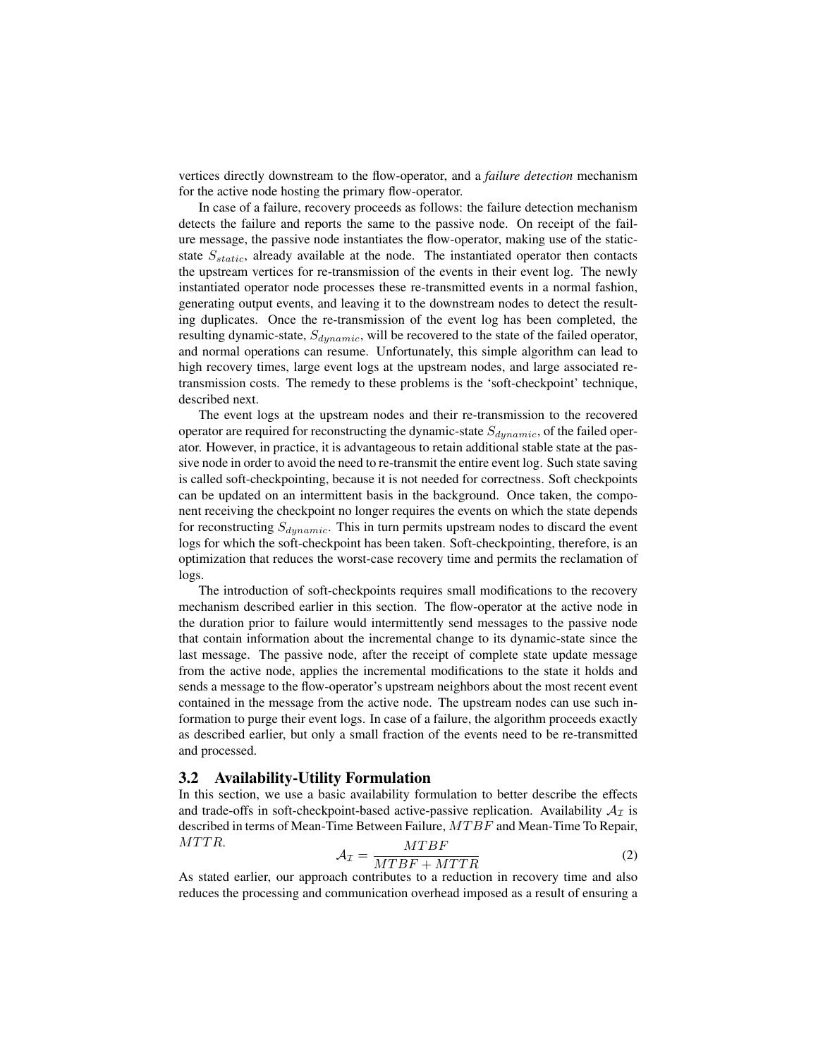vertices directly downstream to the flow-operator, and a *failure detection* mechanism for the active node hosting the primary flow-operator.

In case of a failure, recovery proceeds as follows: the failure detection mechanism detects the failure and reports the same to the passive node. On receipt of the failure message, the passive node instantiates the flow-operator, making use of the static-state $S_{static}$, already available at the node. The instantiated operator then contacts the upstream vertices for re-transmission of the events in their event log. The newly instantiated operator node processes these re-transmitted events in a normal fashion, generating output events, and leaving it to the downstream nodes to detect the resulting duplicates. Once the re-transmission of the event log has been completed, the resulting dynamic-state, $S_{dynamic}$, will be recovered to the state of the failed operator, and normal operations can resume. Unfortunately, this simple algorithm can lead to high recovery times, large event logs at the upstream nodes, and large associated re-transmission costs. The remedy to these problems is the 'soft-checkpoint' technique, described next.

The event logs at the upstream nodes and their re-transmission to the recovered operator are required for reconstructing the dynamic-state $S_{dynamic}$, of the failed operator. However, in practice, it is advantageous to retain additional stable state at the passive node in order to avoid the need to re-transmit the entire event log. Such state saving is called soft-checkpointing, because it is not needed for correctness. Soft checkpoints can be updated on an intermittent basis in the background. Once taken, the component receiving the checkpoint no longer requires the events on which the state depends for reconstructing $S_{dynamic}$. This in turn permits upstream nodes to discard the event logs for which the soft-checkpoint has been taken. Soft-checkpointing, therefore, is an optimization that reduces the worst-case recovery time and permits the reclamation of logs.

The introduction of soft-checkpoints requires small modifications to the recovery mechanism described earlier in this section. The flow-operator at the active node in the duration prior to failure would intermittently send messages to the passive node that contain information about the incremental change to its dynamic-state since the last message. The passive node, after the receipt of complete state update message from the active node, applies the incremental modifications to the state it holds and sends a message to the flow-operator's upstream neighbors about the most recent event contained in the message from the active node. The upstream nodes can use such information to purge their event logs. In case of a failure, the algorithm proceeds exactly as described earlier, but only a small fraction of the events need to be re-transmitted and processed.

### 3.2 Availability-Utility Formulation

In this section, we use a basic availability formulation to better describe the effects and trade-offs in soft-checkpoint-based active-passive replication. Availability $\mathcal{A}_{\mathcal{I}}$ is described in terms of Mean-Time Between Failure, $MTBF$ and Mean-Time To Repair, $MTTR$.

$$\mathcal{A}_{\mathcal{I}} = \frac{MTBF}{MTBF + MTTR} \tag{2}$$

As stated earlier, our approach contributes to a reduction in recovery time and also reduces the processing and communication overhead imposed as a result of ensuring a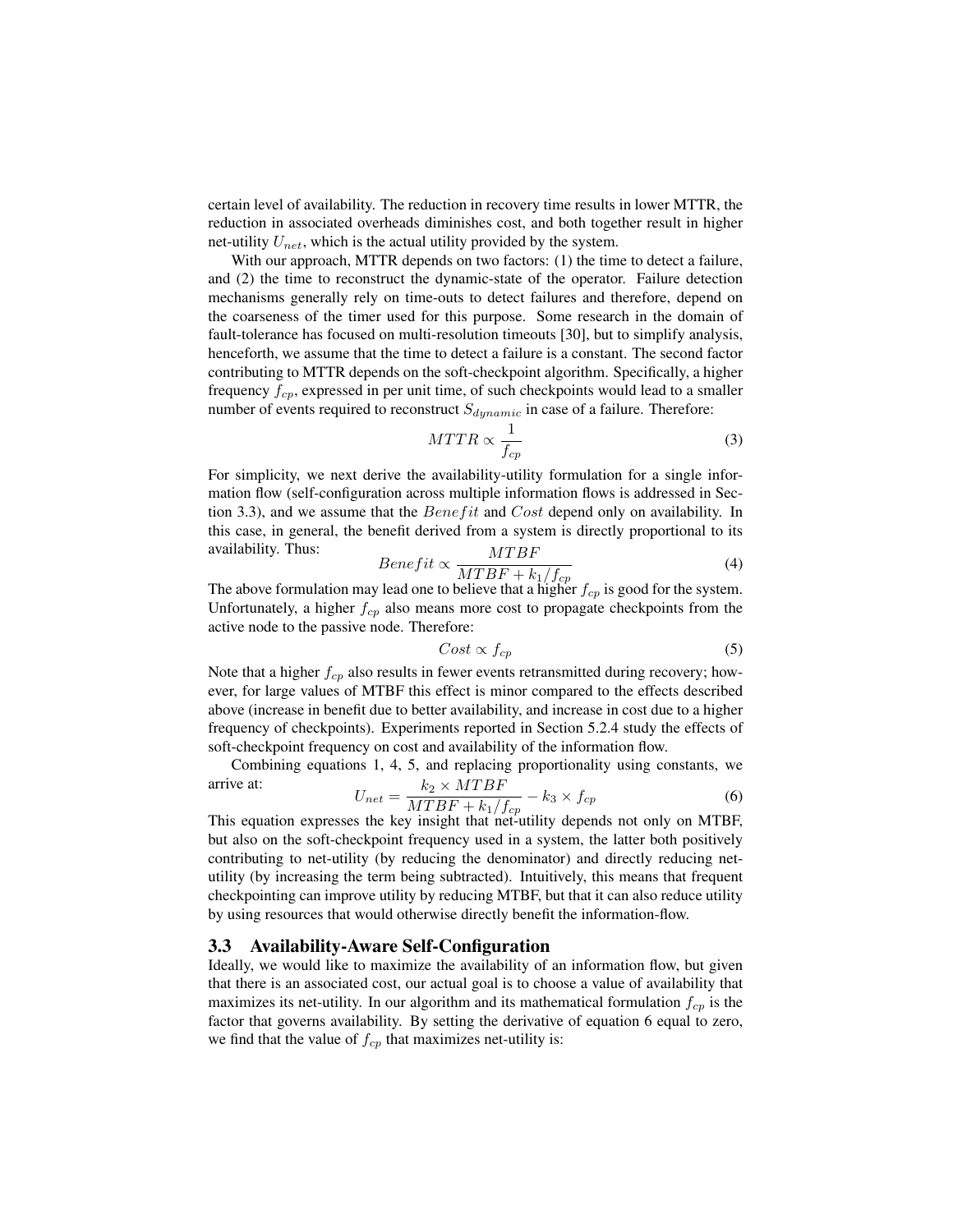certain level of availability. The reduction in recovery time results in lower MTTR, the reduction in associated overheads diminishes cost, and both together result in higher net-utility $U_{net}$, which is the actual utility provided by the system.

With our approach, MTTR depends on two factors: (1) the time to detect a failure, and (2) the time to reconstruct the dynamic-state of the operator. Failure detection mechanisms generally rely on time-outs to detect failures and therefore, depend on the coarseness of the timer used for this purpose. Some research in the domain of fault-tolerance has focused on multi-resolution timeouts [30], but to simplify analysis, henceforth, we assume that the time to detect a failure is a constant. The second factor contributing to MTTR depends on the soft-checkpoint algorithm. Specifically, a higher frequency $f_{cp}$, expressed in per unit time, of such checkpoints would lead to a smaller number of events required to reconstruct $S_{dynamic}$ in case of a failure. Therefore:

$$MTTR \propto \frac{1}{f_{cp}} \tag{3}$$

For simplicity, we next derive the availability-utility formulation for a single information flow (self-configuration across multiple information flows is addressed in Section 3.3), and we assume that the $Benefit$ and $Cost$ depend only on availability. In this case, in general, the benefit derived from a system is directly proportional to its availability. Thus:

$$Benefit \propto \frac{MTBF}{MTBF + k_1/f_{cp}} \tag{4}$$

The above formulation may lead one to believe that a higher $f_{cp}$ is good for the system. Unfortunately, a higher $f_{cp}$ also means more cost to propagate checkpoints from the active node to the passive node. Therefore:

$$Cost \propto f_{cp} \tag{5}$$

Note that a higher $f_{cp}$ also results in fewer events retransmitted during recovery; however, for large values of MTBF this effect is minor compared to the effects described above (increase in benefit due to better availability, and increase in cost due to a higher frequency of checkpoints). Experiments reported in Section 5.2.4 study the effects of soft-checkpoint frequency on cost and availability of the information flow.

Combining equations 1, 4, 5, and replacing proportionality using constants, we arrive at:

$$U_{net} = \frac{k_2 \times MTBF}{MTBF + k_1/f_{cp}} - k_3 \times f_{cp} \tag{6}$$

This equation expresses the key insight that net-utility depends not only on MTBF, but also on the soft-checkpoint frequency used in a system, the latter both positively contributing to net-utility (by reducing the denominator) and directly reducing net-utility (by increasing the term being subtracted). Intuitively, this means that frequent checkpointing can improve utility by reducing MTBF, but that it can also reduce utility by using resources that would otherwise directly benefit the information-flow.

## 3.3 Availability-Aware Self-Configuration

Ideally, we would like to maximize the availability of an information flow, but given that there is an associated cost, our actual goal is to choose a value of availability that maximizes its net-utility. In our algorithm and its mathematical formulation $f_{cp}$ is the factor that governs availability. By setting the derivative of equation 6 equal to zero, we find that the value of $f_{cp}$ that maximizes net-utility is: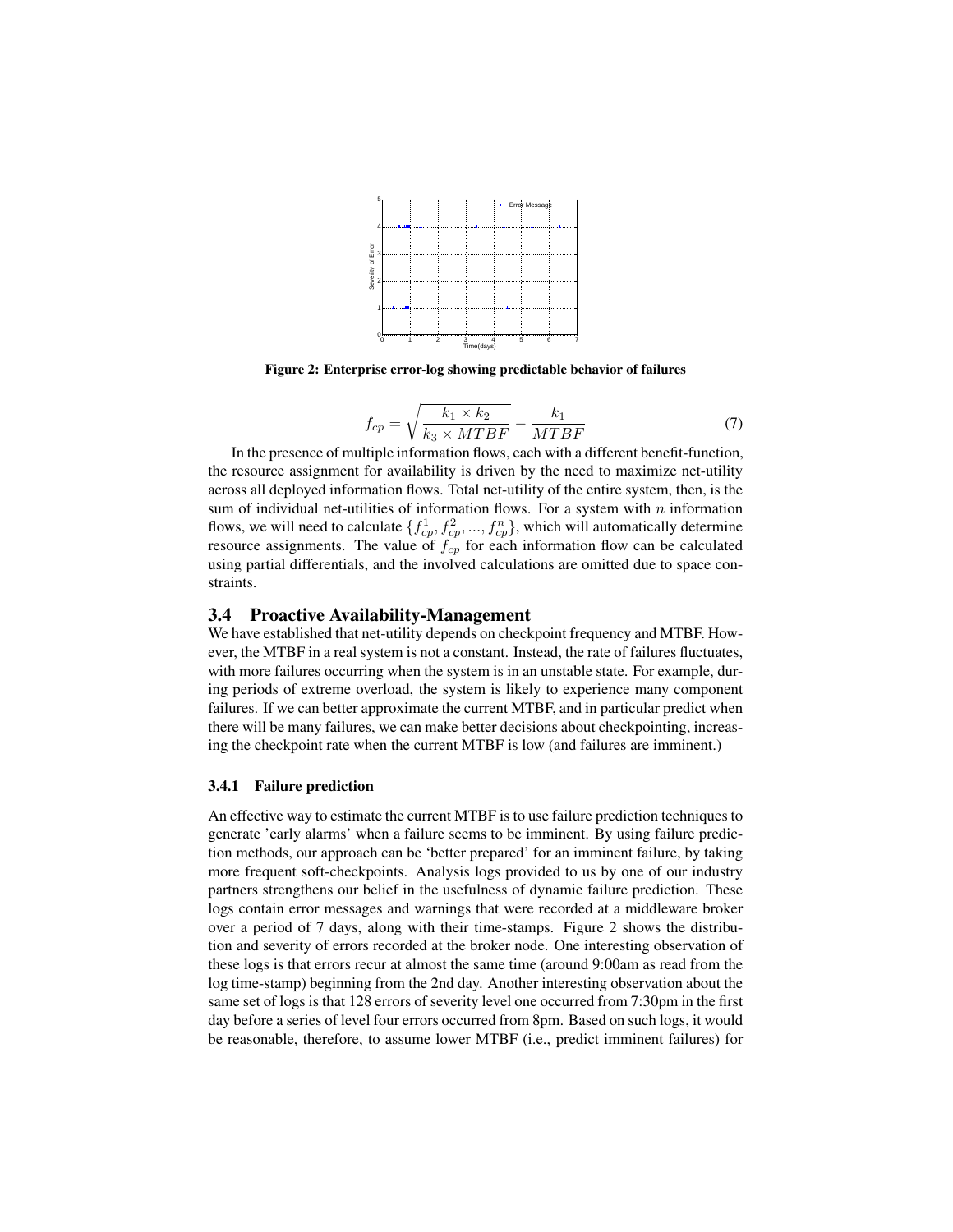Figure 2: Enterprise error-log showing predictable behavior of failures

$$f_{cp} = \sqrt{\frac{k_1 \times k_2}{k_3 \times MTBF}} - \frac{k_1}{MTBF} \tag{7}$$

In the presence of multiple information flows, each with a different benefit-function, the resource assignment for availability is driven by the need to maximize net-utility across all deployed information flows. Total net-utility of the entire system, then, is the sum of individual net-utilities of information flows. For a system with $n$ information flows, we will need to calculate $\{f_{cp}^1, f_{cp}^2, ..., f_{cp}^n\}$, which will automatically determine resource assignments. The value of $f_{cp}$ for each information flow can be calculated using partial differentials, and the involved calculations are omitted due to space constraints.

## 3.4 Proactive Availability-Management

We have established that net-utility depends on checkpoint frequency and MTBF. However, the MTBF in a real system is not a constant. Instead, the rate of failures fluctuates, with more failures occurring when the system is in an unstable state. For example, during periods of extreme overload, the system is likely to experience many component failures. If we can better approximate the current MTBF, and in particular predict when there will be many failures, we can make better decisions about checkpointing, increasing the checkpoint rate when the current MTBF is low (and failures are imminent.)

### 3.4.1 Failure prediction

An effective way to estimate the current MTBF is to use failure prediction techniques to generate 'early alarms' when a failure seems to be imminent. By using failure prediction methods, our approach can be 'better prepared' for an imminent failure, by taking more frequent soft-checkpoints. Analysis logs provided to us by one of our industry partners strengthens our belief in the usefulness of dynamic failure prediction. These logs contain error messages and warnings that were recorded at a middleware broker over a period of 7 days, along with their time-stamps. Figure 2 shows the distribution and severity of errors recorded at the broker node. One interesting observation of these logs is that errors recur at almost the same time (around 9:00am as read from the log time-stamp) beginning from the 2nd day. Another interesting observation about the same set of logs is that 128 errors of severity level one occurred from 7:30pm in the first day before a series of level four errors occurred from 8pm. Based on such logs, it would be reasonable, therefore, to assume lower MTBF (i.e., predict imminent failures) for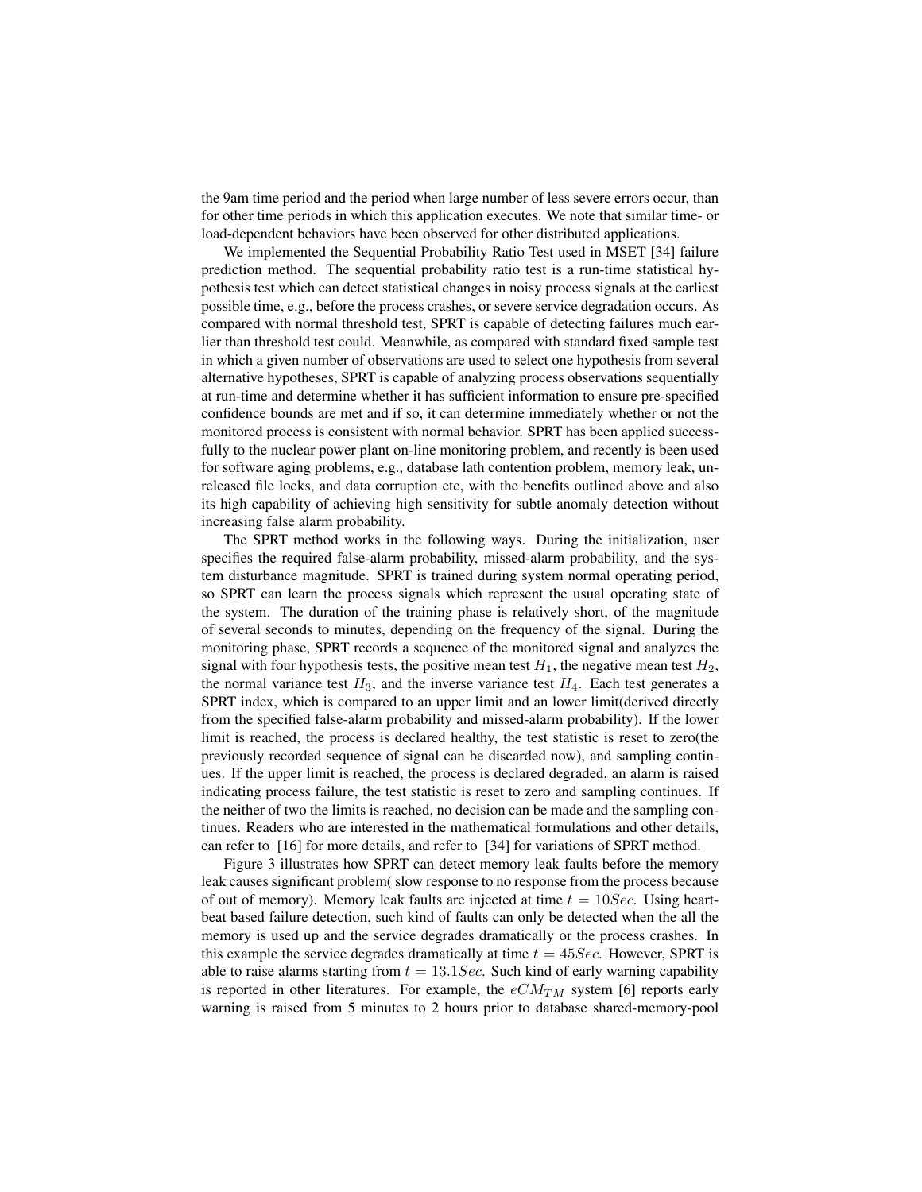the 9am time period and the period when large number of less severe errors occur, than for other time periods in which this application executes. We note that similar time- or load-dependent behaviors have been observed for other distributed applications.

We implemented the Sequential Probability Ratio Test used in MSET [34] failure prediction method. The sequential probability ratio test is a run-time statistical hypothesis test which can detect statistical changes in noisy process signals at the earliest possible time, e.g., before the process crashes, or severe service degradation occurs. As compared with normal threshold test, SPRT is capable of detecting failures much earlier than threshold test could. Meanwhile, as compared with standard fixed sample test in which a given number of observations are used to select one hypothesis from several alternative hypotheses, SPRT is capable of analyzing process observations sequentially at run-time and determine whether it has sufficient information to ensure pre-specified confidence bounds are met and if so, it can determine immediately whether or not the monitored process is consistent with normal behavior. SPRT has been applied successfully to the nuclear power plant on-line monitoring problem, and recently is been used for software aging problems, e.g., database lath contention problem, memory leak, unreleased file locks, and data corruption etc, with the benefits outlined above and also its high capability of achieving high sensitivity for subtle anomaly detection without increasing false alarm probability.

The SPRT method works in the following ways. During the initialization, user specifies the required false-alarm probability, missed-alarm probability, and the system disturbance magnitude. SPRT is trained during system normal operating period, so SPRT can learn the process signals which represent the usual operating state of the system. The duration of the training phase is relatively short, of the magnitude of several seconds to minutes, depending on the frequency of the signal. During the monitoring phase, SPRT records a sequence of the monitored signal and analyzes the signal with four hypothesis tests, the positive mean test $H_1$, the negative mean test $H_2$, the normal variance test $H_3$, and the inverse variance test $H_4$. Each test generates a SPRT index, which is compared to an upper limit and an lower limit(derived directly from the specified false-alarm probability and missed-alarm probability). If the lower limit is reached, the process is declared healthy, the test statistic is reset to zero(the previously recorded sequence of signal can be discarded now), and sampling continues. If the upper limit is reached, the process is declared degraded, an alarm is raised indicating process failure, the test statistic is reset to zero and sampling continues. If the neither of two the limits is reached, no decision can be made and the sampling continues. Readers who are interested in the mathematical formulations and other details, can refer to [16] for more details, and refer to [34] for variations of SPRT method.

Figure 3 illustrates how SPRT can detect memory leak faults before the memory leak causes significant problem( slow response to no response from the process because of out of memory). Memory leak faults are injected at time $t = 10Sec$. Using heartbeat based failure detection, such kind of faults can only be detected when the all the memory is used up and the service degrades dramatically or the process crashes. In this example the service degrades dramatically at time $t = 45Sec$. However, SPRT is able to raise alarms starting from $t = 13.1Sec$. Such kind of early warning capability is reported in other literatures. For example, the $eCM_{TM}$ system [6] reports early warning is raised from 5 minutes to 2 hours prior to database shared-memory-pool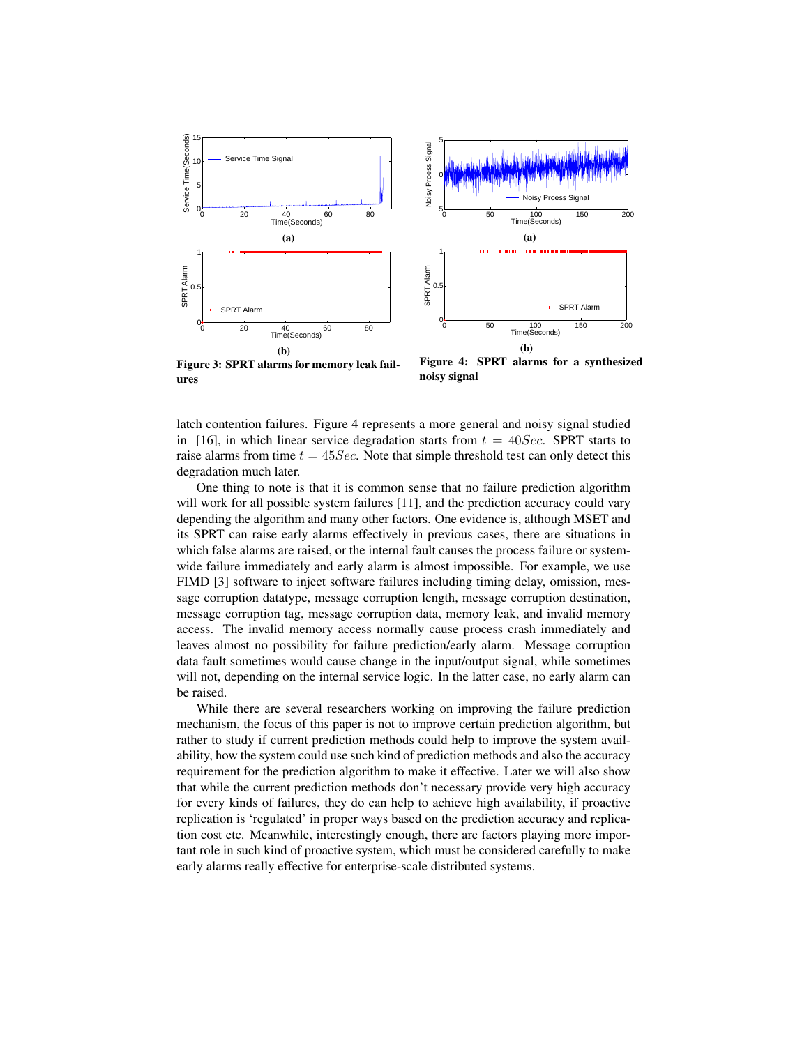Figure 3: SPRT alarms for memory leak failures

Figure 4: SPRT alarms for a synthesized noisy signal

latch contention failures. Figure 4 represents a more general and noisy signal studied in [16], in which linear service degradation starts from $t = 40Sec$. SPRT starts to raise alarms from time $t = 45Sec$. Note that simple threshold test can only detect this degradation much later.

One thing to note is that it is common sense that no failure prediction algorithm will work for all possible system failures [11], and the prediction accuracy could vary depending the algorithm and many other factors. One evidence is, although MSET and its SPRT can raise early alarms effectively in previous cases, there are situations in which false alarms are raised, or the internal fault causes the process failure or system-wide failure immediately and early alarm is almost impossible. For example, we use FIMD [3] software to inject software failures including timing delay, omission, message corruption datatype, message corruption length, message corruption destination, message corruption tag, message corruption data, memory leak, and invalid memory access. The invalid memory access normally cause process crash immediately and leaves almost no possibility for failure prediction/early alarm. Message corruption data fault sometimes would cause change in the input/output signal, while sometimes will not, depending on the internal service logic. In the latter case, no early alarm can be raised.

While there are several researchers working on improving the failure prediction mechanism, the focus of this paper is not to improve certain prediction algorithm, but rather to study if current prediction methods could help to improve the system availability, how the system could use such kind of prediction methods and also the accuracy requirement for the prediction algorithm to make it effective. Later we will also show that while the current prediction methods don't necessary provide very high accuracy for every kinds of failures, they do can help to achieve high availability, if proactive replication is 'regulated' in proper ways based on the prediction accuracy and replication cost etc. Meanwhile, interestingly enough, there are factors playing more important role in such kind of proactive system, which must be considered carefully to make early alarms really effective for enterprise-scale distributed systems.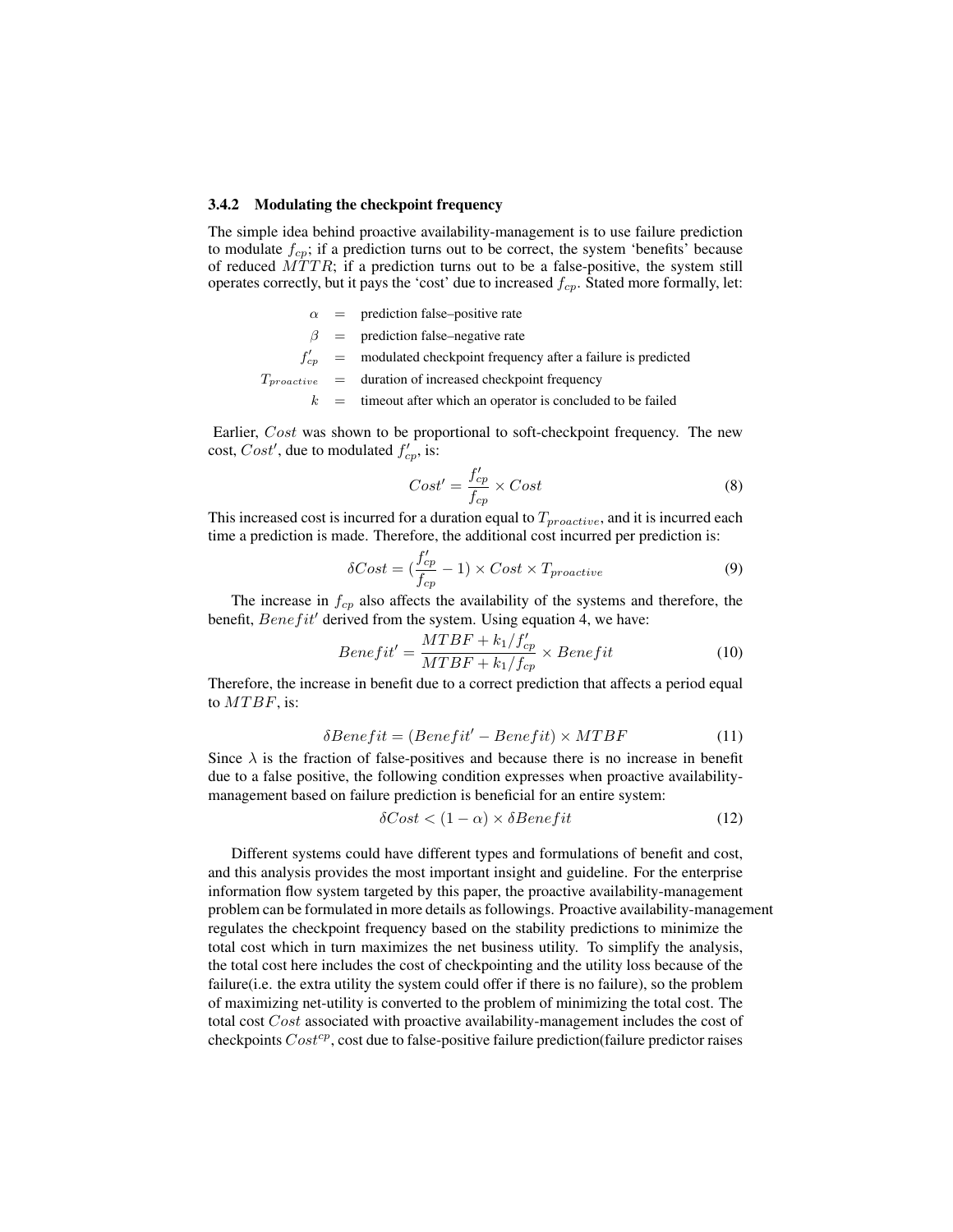### 3.4.2 Modulating the checkpoint frequency

The simple idea behind proactive availability-management is to use failure prediction to modulate $f_{cp}$; if a prediction turns out to be correct, the system 'benefits' because of reduced $MTTR$; if a prediction turns out to be a false-positive, the system still operates correctly, but it pays the 'cost' due to increased $f_{cp}$. Stated more formally, let:

$\alpha$ = prediction false–positive rate
$\beta$ = prediction false–negative rate
$f'_{cp}$ = modulated checkpoint frequency after a failure is predicted
$T_{proactive}$ = duration of increased checkpoint frequency
$k$ = timeout after which an operator is concluded to be failed

Earlier, $Cost$ was shown to be proportional to soft-checkpoint frequency. The new cost, $Cost'$, due to modulated $f'_{cp}$, is:

$$Cost' = \frac{f'_{cp}}{f_{cp}} \times Cost \tag{8}$$

This increased cost is incurred for a duration equal to $T_{proactive}$, and it is incurred each time a prediction is made. Therefore, the additional cost incurred per prediction is:

$$\delta Cost = (\frac{f'_{cp}}{f_{cp}} - 1) \times Cost \times T_{proactive} \tag{9}$$

The increase in $f_{cp}$ also affects the availability of the systems and therefore, the benefit, $Benefit'$ derived from the system. Using equation 4, we have:

$$Benefit' = \frac{MTBF + k_1/f'_{cp}}{MTBF + k_1/f_{cp}} \times Benefit \tag{10}$$

Therefore, the increase in benefit due to a correct prediction that affects a period equal to $MTBF$, is:

$$\delta Benefit = (Benefit' - Benefit) \times MTBF \tag{11}$$

Since $\lambda$ is the fraction of false-positives and because there is no increase in benefit due to a false positive, the following condition expresses when proactive availability-management based on failure prediction is beneficial for an entire system:

$$\delta Cost < (1 - \alpha) \times \delta Benefit \tag{12}$$

Different systems could have different types and formulations of benefit and cost, and this analysis provides the most important insight and guideline. For the enterprise information flow system targeted by this paper, the proactive availability-management problem can be formulated in more details as followings. Proactive availability-management regulates the checkpoint frequency based on the stability predictions to minimize the total cost which in turn maximizes the net business utility. To simplify the analysis, the total cost here includes the cost of checkpointing and the utility loss because of the failure(i.e. the extra utility the system could offer if there is no failure), so the problem of maximizing net-utility is converted to the problem of minimizing the total cost. The total cost $Cost$ associated with proactive availability-management includes the cost of checkpoints $Cost^{cp}$, cost due to false-positive failure prediction(failure predictor raises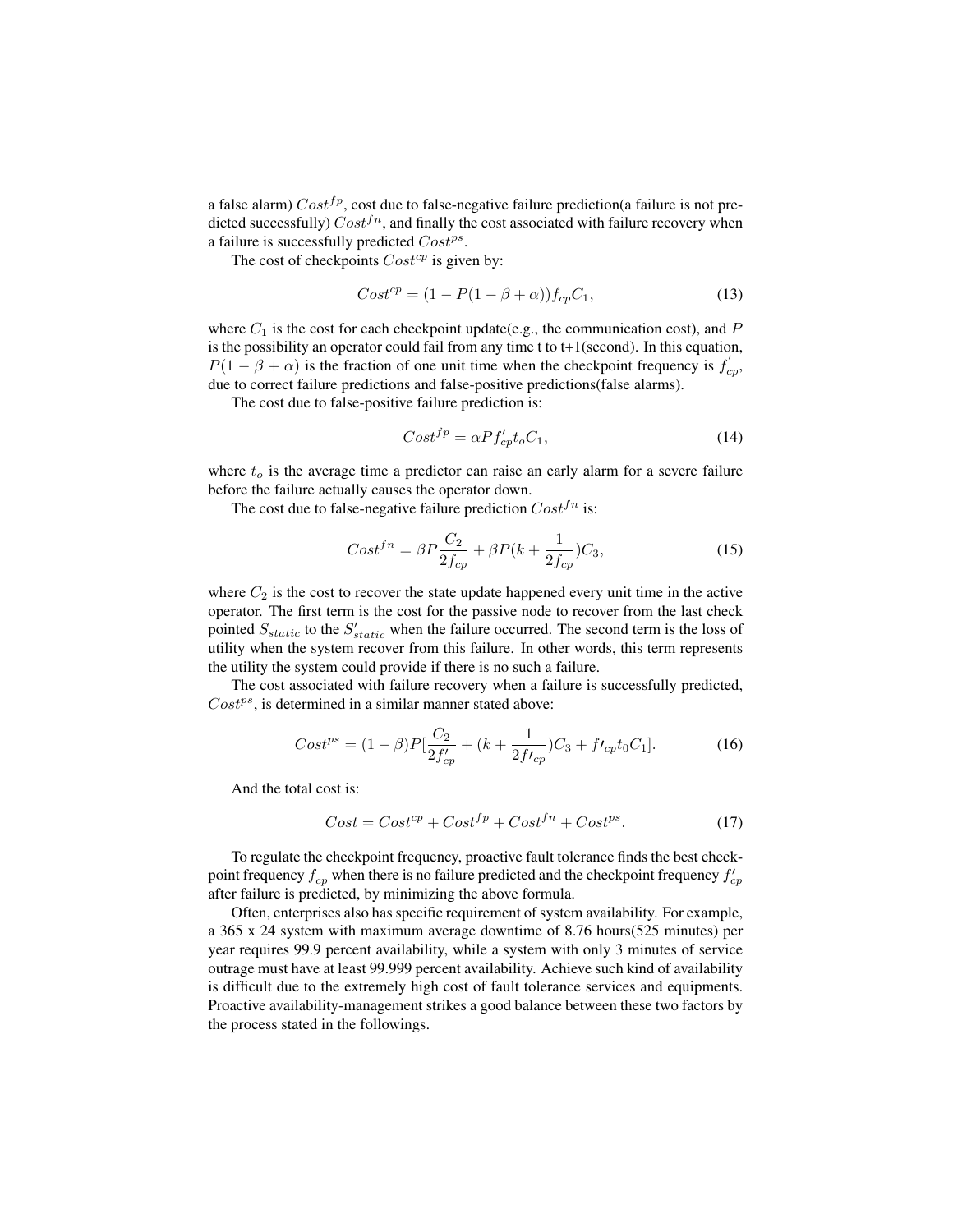a false alarm) $Cost^{fp}$, cost due to false-negative failure prediction(a failure is not predicted successfully) $Cost^{fn}$, and finally the cost associated with failure recovery when a failure is successfully predicted $Cost^{ps}$.

The cost of checkpoints $Cost^{cp}$ is given by:

$$Cost^{cp} = (1 - P(1 - \beta + \alpha))f_{cp}C_1, \tag{13}$$

where $C_1$ is the cost for each checkpoint update(e.g., the communication cost), and $P$ is the possibility an operator could fail from any time t to t+1(second). In this equation, $P(1 - \beta + \alpha)$ is the fraction of one unit time when the checkpoint frequency is $f_{cp}^{'}$, due to correct failure predictions and false-positive predictions(false alarms).

The cost due to false-positive failure prediction is:

$$Cost^{fp} = \alpha P f'_{cp} t_o C_1, \tag{14}$$

where $t_o$ is the average time a predictor can raise an early alarm for a severe failure before the failure actually causes the operator down.

The cost due to false-negative failure prediction $Cost^{fn}$ is:

$$Cost^{fn} = \beta P \frac{C_2}{2f_{cp}} + \beta P(k + \frac{1}{2f_{cp}})C_3, \tag{15}$$

where $C_2$ is the cost to recover the state update happened every unit time in the active operator. The first term is the cost for the passive node to recover from the last check pointed $S_{static}$ to the $S'_{static}$ when the failure occurred. The second term is the loss of utility when the system recover from this failure. In other words, this term represents the utility the system could provide if there is no such a failure.

The cost associated with failure recovery when a failure is successfully predicted, $Cost^{ps}$, is determined in a similar manner stated above:

$$Cost^{ps} = (1 - \beta)P[\frac{C_2}{2f'_{cp}} + (k + \frac{1}{2f\prime_{cp}})C_3 + f\prime_{cp} t_0 C_1]. \tag{16}$$

And the total cost is:

$$Cost = Cost^{cp} + Cost^{fp} + Cost^{fn} + Cost^{ps}. \tag{17}$$

To regulate the checkpoint frequency, proactive fault tolerance finds the best checkpoint frequency $f_{cp}$ when there is no failure predicted and the checkpoint frequency $f'_{cp}$ after failure is predicted, by minimizing the above formula.

Often, enterprises also has specific requirement of system availability. For example, a 365 x 24 system with maximum average downtime of 8.76 hours(525 minutes) per year requires 99.9 percent availability, while a system with only 3 minutes of service outrage must have at least 99.999 percent availability. Achieve such kind of availability is difficult due to the extremely high cost of fault tolerance services and equipments. Proactive availability-management strikes a good balance between these two factors by the process stated in the followings.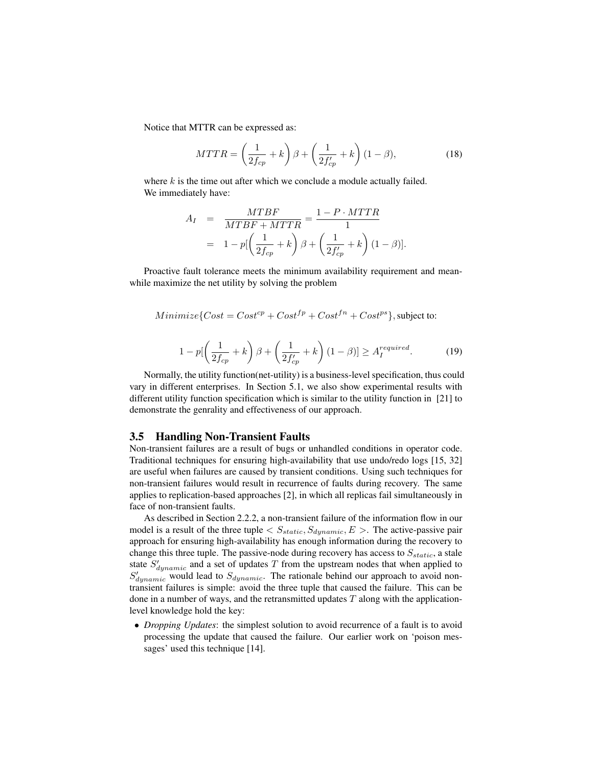Notice that MTTR can be expressed as:

$$MTTR = \left(\frac{1}{2f_{cp}} + k\right)\beta + \left(\frac{1}{2f'_{cp}} + k\right)(1-\beta), \tag{18}$$

where $k$ is the time out after which we conclude a module actually failed.
We immediately have:

$$\begin{aligned} A_I &= \frac{MTBF}{MTBF + MTTR} = \frac{1 - P \cdot MTTR}{1} \\ &= 1 - p[\left(\frac{1}{2f_{cp}} + k\right)\beta + \left(\frac{1}{2f'_{cp}} + k\right)(1-\beta)]. \end{aligned}$$

Proactive fault tolerance meets the minimum availability requirement and meanwhile maximize the net utility by solving the problem

$$Minimize\{Cost = Cost^{cp} + Cost^{fp} + Cost^{fn} + Cost^{ps}\}, \text{subject to:}$$

$$1 - p[\left(\frac{1}{2f_{cp}} + k\right)\beta + \left(\frac{1}{2f'_{cp}} + k\right)(1-\beta)] \geq A_I^{required}. \tag{19}$$

Normally, the utility function(net-utility) is a business-level specification, thus could vary in different enterprises. In Section 5.1, we also show experimental results with different utility function specification which is similar to the utility function in [21] to demonstrate the genrality and effectiveness of our approach.

### 3.5 Handling Non-Transient Faults

Non-transient failures are a result of bugs or unhandled conditions in operator code. Traditional techniques for ensuring high-availability that use undo/redo logs [15, 32] are useful when failures are caused by transient conditions. Using such techniques for non-transient failures would result in recurrence of faults during recovery. The same applies to replication-based approaches [2], in which all replicas fail simultaneously in face of non-transient faults.

As described in Section 2.2.2, a non-transient failure of the information flow in our model is a result of the three tuple $< S_{static}, S_{dynamic}, E >$. The active-passive pair approach for ensuring high-availability has enough information during the recovery to change this three tuple. The passive-node during recovery has access to $S_{static}$, a stale state $S'_{dynamic}$ and a set of updates $T$ from the upstream nodes that when applied to $S'_{dynamic}$ would lead to $S_{dynamic}$. The rationale behind our approach to avoid non-transient failures is simple: avoid the three tuple that caused the failure. This can be done in a number of ways, and the retransmitted updates $T$ along with the application-level knowledge hold the key:

- *Dropping Updates*: the simplest solution to avoid recurrence of a fault is to avoid processing the update that caused the failure. Our earlier work on 'poison messages' used this technique [14].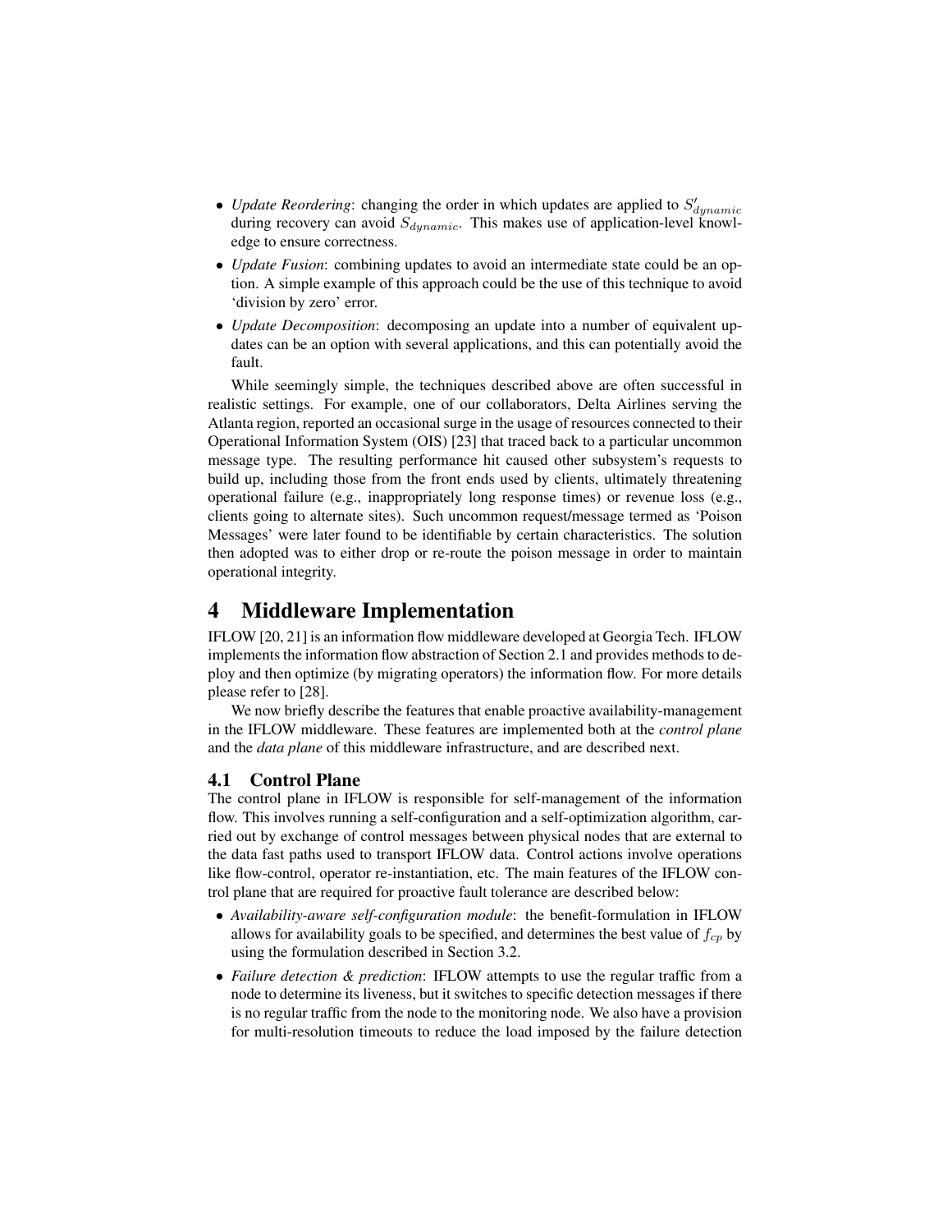- *Update Reordering*: changing the order in which updates are applied to $S'_{dynamic}$ during recovery can avoid $S_{dynamic}$. This makes use of application-level knowledge to ensure correctness.
- *Update Fusion*: combining updates to avoid an intermediate state could be an option. A simple example of this approach could be the use of this technique to avoid 'division by zero' error.
- *Update Decomposition*: decomposing an update into a number of equivalent updates can be an option with several applications, and this can potentially avoid the fault.

While seemingly simple, the techniques described above are often successful in realistic settings. For example, one of our collaborators, Delta Airlines serving the Atlanta region, reported an occasional surge in the usage of resources connected to their Operational Information System (OIS) [23] that traced back to a particular uncommon message type. The resulting performance hit caused other subsystem's requests to build up, including those from the front ends used by clients, ultimately threatening operational failure (e.g., inappropriately long response times) or revenue loss (e.g., clients going to alternate sites). Such uncommon request/message termed as 'Poison Messages' were later found to be identifiable by certain characteristics. The solution then adopted was to either drop or re-route the poison message in order to maintain operational integrity.

# 4 Middleware Implementation

IFLOW [20, 21] is an information flow middleware developed at Georgia Tech. IFLOW implements the information flow abstraction of Section 2.1 and provides methods to deploy and then optimize (by migrating operators) the information flow. For more details please refer to [28].

We now briefly describe the features that enable proactive availability-management in the IFLOW middleware. These features are implemented both at the *control plane* and the *data plane* of this middleware infrastructure, and are described next.

## 4.1 Control Plane

The control plane in IFLOW is responsible for self-management of the information flow. This involves running a self-configuration and a self-optimization algorithm, carried out by exchange of control messages between physical nodes that are external to the data fast paths used to transport IFLOW data. Control actions involve operations like flow-control, operator re-instantiation, etc. The main features of the IFLOW control plane that are required for proactive fault tolerance are described below:

- *Availability-aware self-configuration module*: the benefit-formulation in IFLOW allows for availability goals to be specified, and determines the best value of $f_{cp}$ by using the formulation described in Section 3.2.
- *Failure detection & prediction*: IFLOW attempts to use the regular traffic from a node to determine its liveness, but it switches to specific detection messages if there is no regular traffic from the node to the monitoring node. We also have a provision for multi-resolution timeouts to reduce the load imposed by the failure detection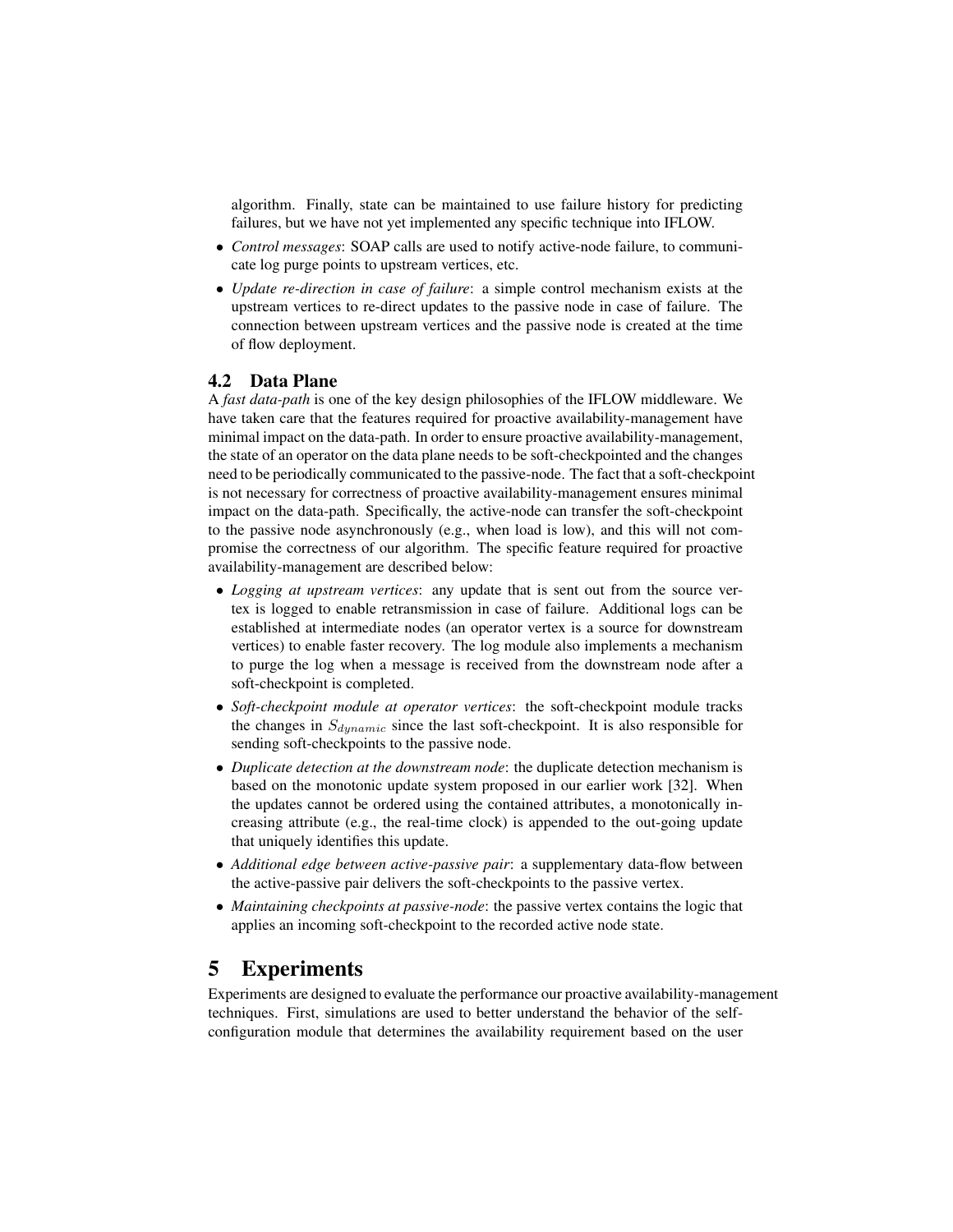algorithm. Finally, state can be maintained to use failure history for predicting failures, but we have not yet implemented any specific technique into IFLOW.

- *Control messages*: SOAP calls are used to notify active-node failure, to communicate log purge points to upstream vertices, etc.
- *Update re-direction in case of failure*: a simple control mechanism exists at the upstream vertices to re-direct updates to the passive node in case of failure. The connection between upstream vertices and the passive node is created at the time of flow deployment.

## 4.2 Data Plane

A *fast data-path* is one of the key design philosophies of the IFLOW middleware. We have taken care that the features required for proactive availability-management have minimal impact on the data-path. In order to ensure proactive availability-management, the state of an operator on the data plane needs to be soft-checkpointed and the changes need to be periodically communicated to the passive-node. The fact that a soft-checkpoint is not necessary for correctness of proactive availability-management ensures minimal impact on the data-path. Specifically, the active-node can transfer the soft-checkpoint to the passive node asynchronously (e.g., when load is low), and this will not compromise the correctness of our algorithm. The specific feature required for proactive availability-management are described below:

- *Logging at upstream vertices*: any update that is sent out from the source vertex is logged to enable retransmission in case of failure. Additional logs can be established at intermediate nodes (an operator vertex is a source for downstream vertices) to enable faster recovery. The log module also implements a mechanism to purge the log when a message is received from the downstream node after a soft-checkpoint is completed.
- *Soft-checkpoint module at operator vertices*: the soft-checkpoint module tracks the changes in $S_{dynamic}$ since the last soft-checkpoint. It is also responsible for sending soft-checkpoints to the passive node.
- *Duplicate detection at the downstream node*: the duplicate detection mechanism is based on the monotonic update system proposed in our earlier work [32]. When the updates cannot be ordered using the contained attributes, a monotonically increasing attribute (e.g., the real-time clock) is appended to the out-going update that uniquely identifies this update.
- *Additional edge between active-passive pair*: a supplementary data-flow between the active-passive pair delivers the soft-checkpoints to the passive vertex.
- *Maintaining checkpoints at passive-node*: the passive vertex contains the logic that applies an incoming soft-checkpoint to the recorded active node state.

# 5 Experiments

Experiments are designed to evaluate the performance our proactive availability-management techniques. First, simulations are used to better understand the behavior of the self-configuration module that determines the availability requirement based on the user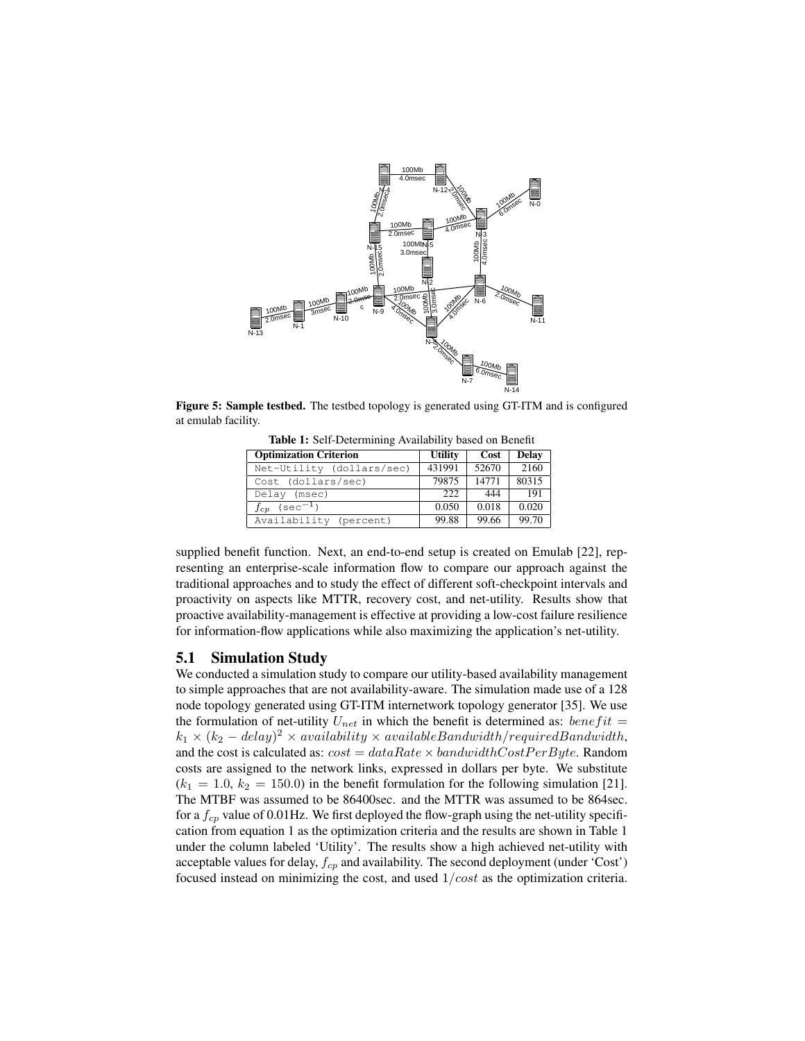Figure 5: **Sample testbed.** The testbed topology is generated using GT-ITM and is configured at emulab facility.

**Table 1:** Self-Determining Availability based on Benefit

| Optimization Criterion | Utility | Cost | Delay |
|---|---|---|---|
| Net-Utility (dollars/sec) | 431991 | 52670 | 2160 |
| Cost (dollars/sec) | 79875 | 14771 | 80315 |
| Delay (msec) | 222 | 444 | 191 |
| $f_{cp}$ (sec$^{-1}$) | 0.050 | 0.018 | 0.020 |
| Availability (percent) | 99.88 | 99.66 | 99.70 |

supplied benefit function. Next, an end-to-end setup is created on Emulab [22], representing an enterprise-scale information flow to compare our approach against the traditional approaches and to study the effect of different soft-checkpoint intervals and proactivity on aspects like MTTR, recovery cost, and net-utility. Results show that proactive availability-management is effective at providing a low-cost failure resilience for information-flow applications while also maximizing the application's net-utility.

## 5.1 Simulation Study

We conducted a simulation study to compare our utility-based availability management to simple approaches that are not availability-aware. The simulation made use of a 128 node topology generated using GT-ITM internetwork topology generator [35]. We use the formulation of net-utility $U_{net}$ in which the benefit is determined as: $benefit = k_1 \times (k_2 - delay)^2 \times availability \times availableBandwidth/requiredBandwidth$, and the cost is calculated as: $cost = dataRate \times bandwidthCostPerByte$. Random costs are assigned to the network links, expressed in dollars per byte. We substitute ($k_1 = 1.0$, $k_2 = 150.0$) in the benefit formulation for the following simulation [21]. The MTBF was assumed to be 86400sec. and the MTTR was assumed to be 864sec. for a $f_{cp}$ value of 0.01Hz. We first deployed the flow-graph using the net-utility specification from equation 1 as the optimization criteria and the results are shown in Table 1 under the column labeled 'Utility'. The results show a high achieved net-utility with acceptable values for delay, $f_{cp}$ and availability. The second deployment (under 'Cost') focused instead on minimizing the cost, and used $1/cost$ as the optimization criteria.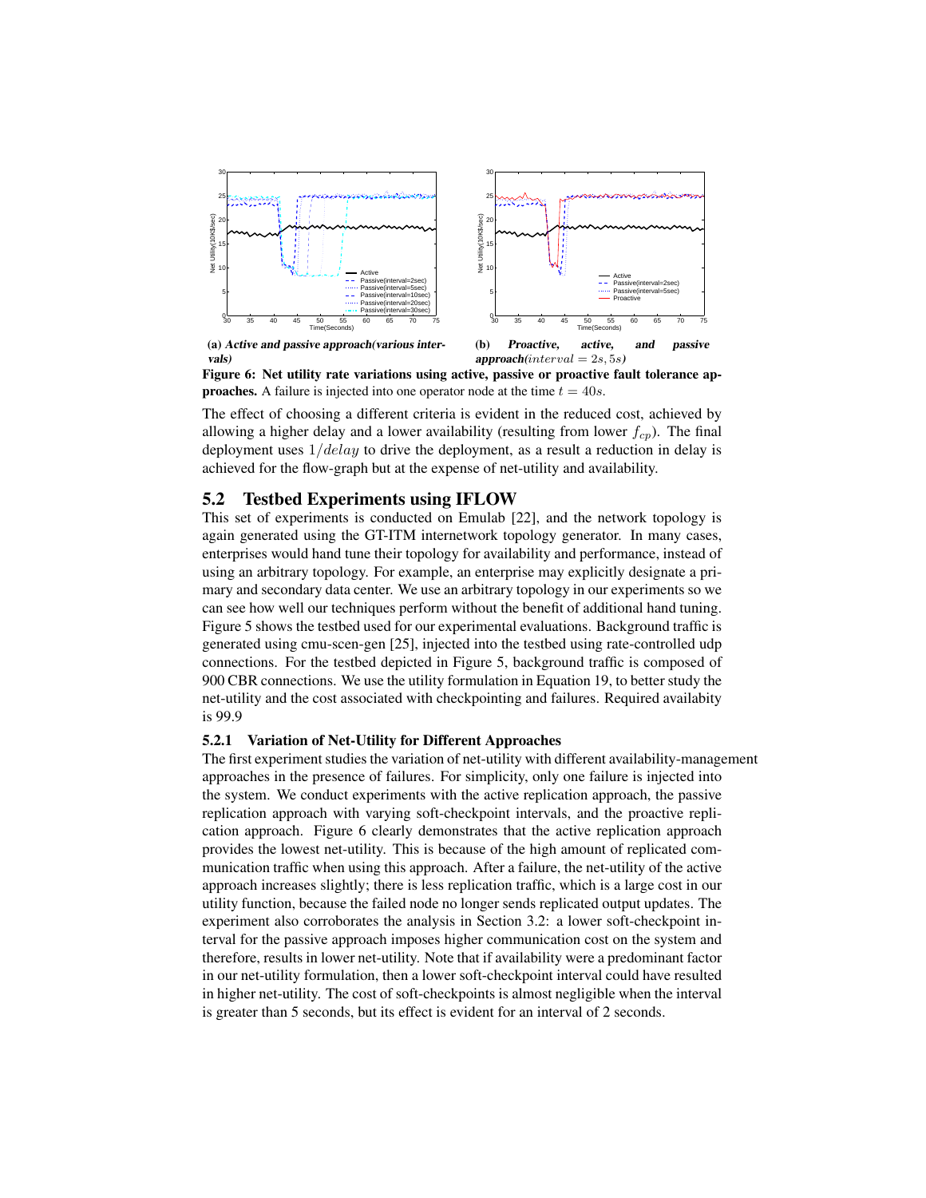(a) *Active and passive approach(various intervals)*

(b) *Proactive, active, and passive approach*($interval = 2s, 5s$)

**Figure 6: Net utility rate variations using active, passive or proactive fault tolerance approaches.** A failure is injected into one operator node at the time $t = 40s$.

The effect of choosing a different criteria is evident in the reduced cost, achieved by allowing a higher delay and a lower availability (resulting from lower $f_{cp}$). The final deployment uses $1/delay$ to drive the deployment, as a result a reduction in delay is achieved for the flow-graph but at the expense of net-utility and availability.

## 5.2 Testbed Experiments using IFLOW

This set of experiments is conducted on Emulab [22], and the network topology is again generated using the GT-ITM internetwork topology generator. In many cases, enterprises would hand tune their topology for availability and performance, instead of using an arbitrary topology. For example, an enterprise may explicitly designate a primary and secondary data center. We use an arbitrary topology in our experiments so we can see how well our techniques perform without the benefit of additional hand tuning. Figure 5 shows the testbed used for our experimental evaluations. Background traffic is generated using cmu-scen-gen [25], injected into the testbed using rate-controlled udp connections. For the testbed depicted in Figure 5, background traffic is composed of 900 CBR connections. We use the utility formulation in Equation 19, to better study the net-utility and the cost associated with checkpointing and failures. Required availabilty is 99.9

### 5.2.1 Variation of Net-Utility for Different Approaches

The first experiment studies the variation of net-utility with different availability-management approaches in the presence of failures. For simplicity, only one failure is injected into the system. We conduct experiments with the active replication approach, the passive replication approach with varying soft-checkpoint intervals, and the proactive replication approach. Figure 6 clearly demonstrates that the active replication approach provides the lowest net-utility. This is because of the high amount of replicated communication traffic when using this approach. After a failure, the net-utility of the active approach increases slightly; there is less replication traffic, which is a large cost in our utility function, because the failed node no longer sends replicated output updates. The experiment also corroborates the analysis in Section 3.2: a lower soft-checkpoint interval for the passive approach imposes higher communication cost on the system and therefore, results in lower net-utility. Note that if availability were a predominant factor in our net-utility formulation, then a lower soft-checkpoint interval could have resulted in higher net-utility. The cost of soft-checkpoints is almost negligible when the interval is greater than 5 seconds, but its effect is evident for an interval of 2 seconds.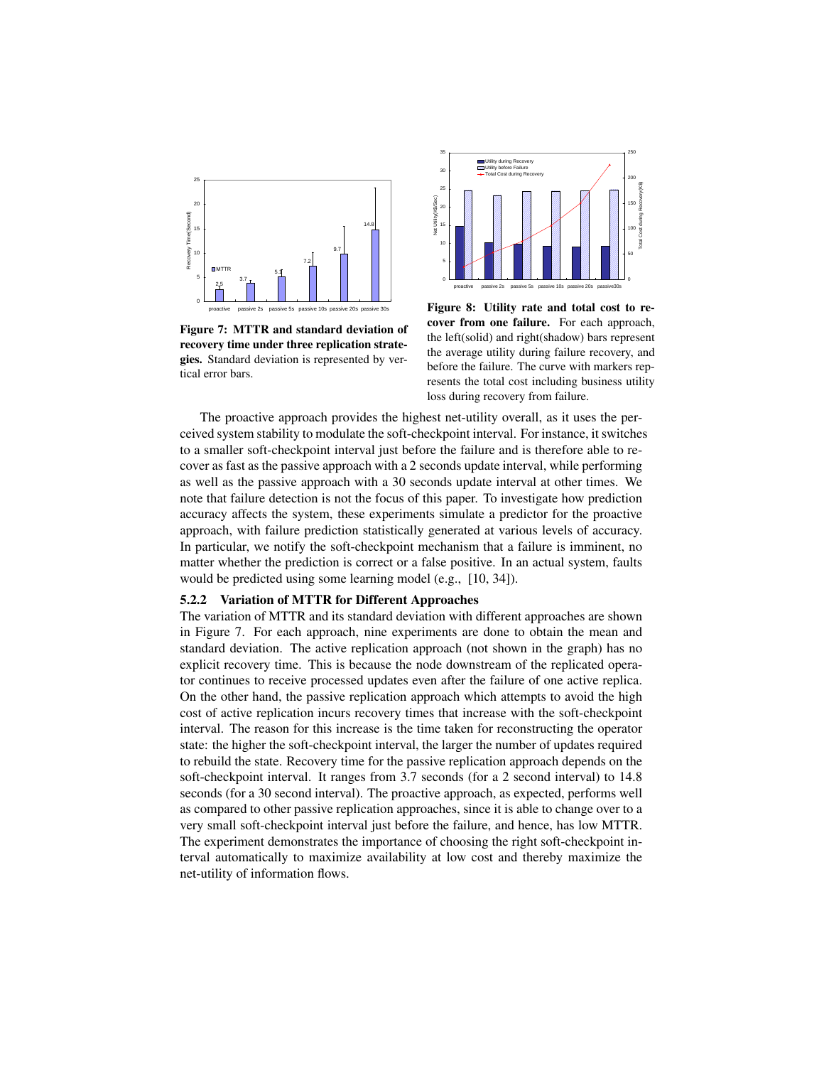Figure 7: MTTR and standard deviation of recovery time under three replication strategies. Standard deviation is represented by vertical error bars.

**Figure 8: Utility rate and total cost to recover from one failure.** For each approach, the left(solid) and right(shadow) bars represent the average utility during failure recovery, and before the failure. The curve with markers represents the total cost including business utility loss during recovery from failure.

The proactive approach provides the highest net-utility overall, as it uses the perceived system stability to modulate the soft-checkpoint interval. For instance, it switches to a smaller soft-checkpoint interval just before the failure and is therefore able to recover as fast as the passive approach with a 2 seconds update interval, while performing as well as the passive approach with a 30 seconds update interval at other times. We note that failure detection is not the focus of this paper. To investigate how prediction accuracy affects the system, these experiments simulate a predictor for the proactive approach, with failure prediction statistically generated at various levels of accuracy. In particular, we notify the soft-checkpoint mechanism that a failure is imminent, no matter whether the prediction is correct or a false positive. In an actual system, faults would be predicted using some learning model (e.g., [10, 34]).

#### 5.2.2 Variation of MTTR for Different Approaches

The variation of MTTR and its standard deviation with different approaches are shown in Figure 7. For each approach, nine experiments are done to obtain the mean and standard deviation. The active replication approach (not shown in the graph) has no explicit recovery time. This is because the node downstream of the replicated operator continues to receive processed updates even after the failure of one active replica. On the other hand, the passive replication approach which attempts to avoid the high cost of active replication incurs recovery times that increase with the soft-checkpoint interval. The reason for this increase is the time taken for reconstructing the operator state: the higher the soft-checkpoint interval, the larger the number of updates required to rebuild the state. Recovery time for the passive replication approach depends on the soft-checkpoint interval. It ranges from 3.7 seconds (for a 2 second interval) to 14.8 seconds (for a 30 second interval). The proactive approach, as expected, performs well as compared to other passive replication approaches, since it is able to change over to a very small soft-checkpoint interval just before the failure, and hence, has low MTTR. The experiment demonstrates the importance of choosing the right soft-checkpoint interval automatically to maximize availability at low cost and thereby maximize the net-utility of information flows.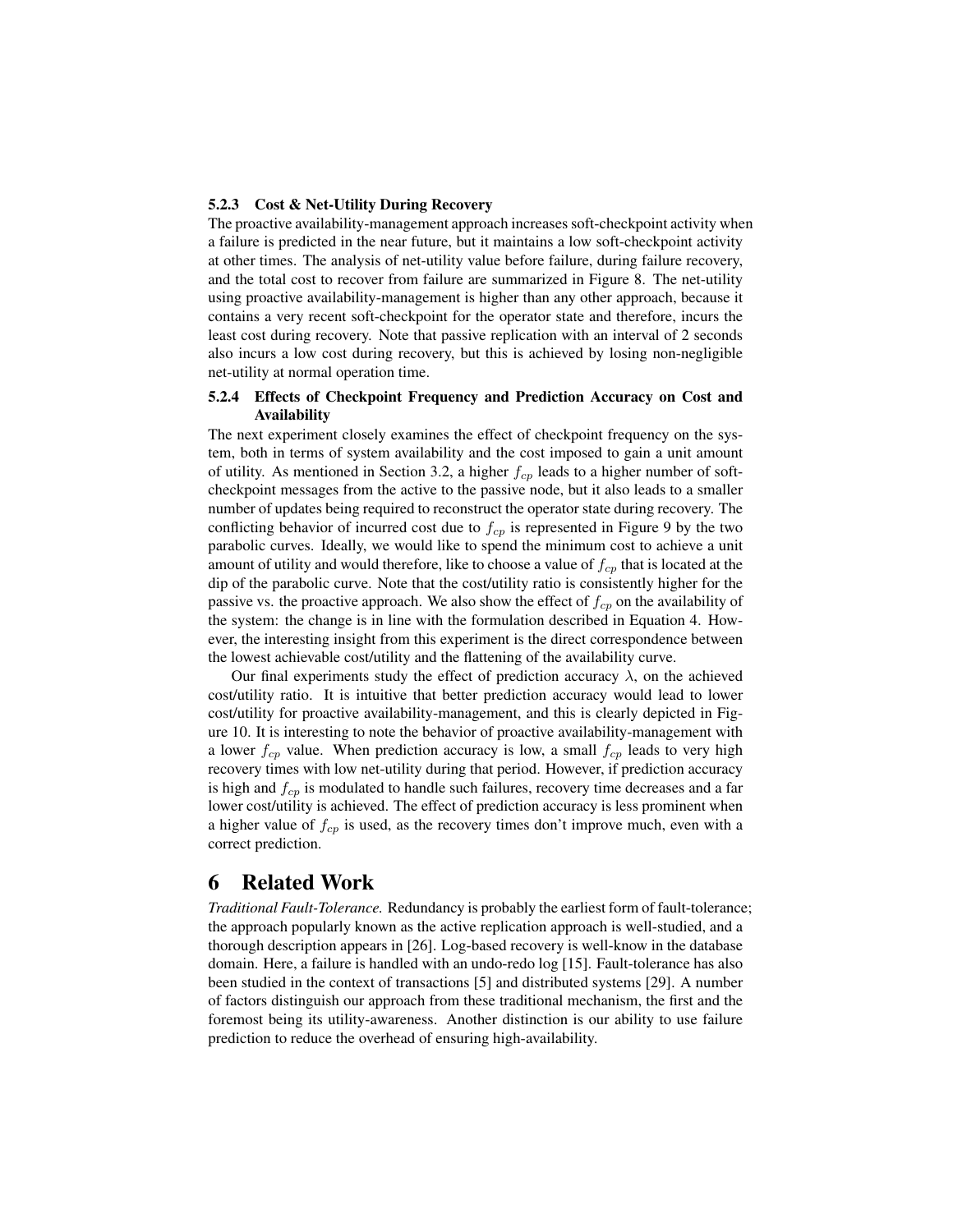#### 5.2.3 Cost & Net-Utility During Recovery

The proactive availability-management approach increases soft-checkpoint activity when a failure is predicted in the near future, but it maintains a low soft-checkpoint activity at other times. The analysis of net-utility value before failure, during failure recovery, and the total cost to recover from failure are summarized in Figure 8. The net-utility using proactive availability-management is higher than any other approach, because it contains a very recent soft-checkpoint for the operator state and therefore, incurs the least cost during recovery. Note that passive replication with an interval of 2 seconds also incurs a low cost during recovery, but this is achieved by losing non-negligible net-utility at normal operation time.

#### 5.2.4 Effects of Checkpoint Frequency and Prediction Accuracy on Cost and Availability

The next experiment closely examines the effect of checkpoint frequency on the system, both in terms of system availability and the cost imposed to gain a unit amount of utility. As mentioned in Section 3.2, a higher $f_{cp}$ leads to a higher number of soft-checkpoint messages from the active to the passive node, but it also leads to a smaller number of updates being required to reconstruct the operator state during recovery. The conflicting behavior of incurred cost due to $f_{cp}$ is represented in Figure 9 by the two parabolic curves. Ideally, we would like to spend the minimum cost to achieve a unit amount of utility and would therefore, like to choose a value of $f_{cp}$ that is located at the dip of the parabolic curve. Note that the cost/utility ratio is consistently higher for the passive vs. the proactive approach. We also show the effect of $f_{cp}$ on the availability of the system: the change is in line with the formulation described in Equation 4. However, the interesting insight from this experiment is the direct correspondence between the lowest achievable cost/utility and the flattening of the availability curve.

Our final experiments study the effect of prediction accuracy $\lambda$, on the achieved cost/utility ratio. It is intuitive that better prediction accuracy would lead to lower cost/utility for proactive availability-management, and this is clearly depicted in Figure 10. It is interesting to note the behavior of proactive availability-management with a lower $f_{cp}$ value. When prediction accuracy is low, a small $f_{cp}$ leads to very high recovery times with low net-utility during that period. However, if prediction accuracy is high and $f_{cp}$ is modulated to handle such failures, recovery time decreases and a far lower cost/utility is achieved. The effect of prediction accuracy is less prominent when a higher value of $f_{cp}$ is used, as the recovery times don't improve much, even with a correct prediction.

## 6 Related Work

*Traditional Fault-Tolerance.* Redundancy is probably the earliest form of fault-tolerance; the approach popularly known as the active replication approach is well-studied, and a thorough description appears in [26]. Log-based recovery is well-know in the database domain. Here, a failure is handled with an undo-redo log [15]. Fault-tolerance has also been studied in the context of transactions [5] and distributed systems [29]. A number of factors distinguish our approach from these traditional mechanism, the first and the foremost being its utility-awareness. Another distinction is our ability to use failure prediction to reduce the overhead of ensuring high-availability.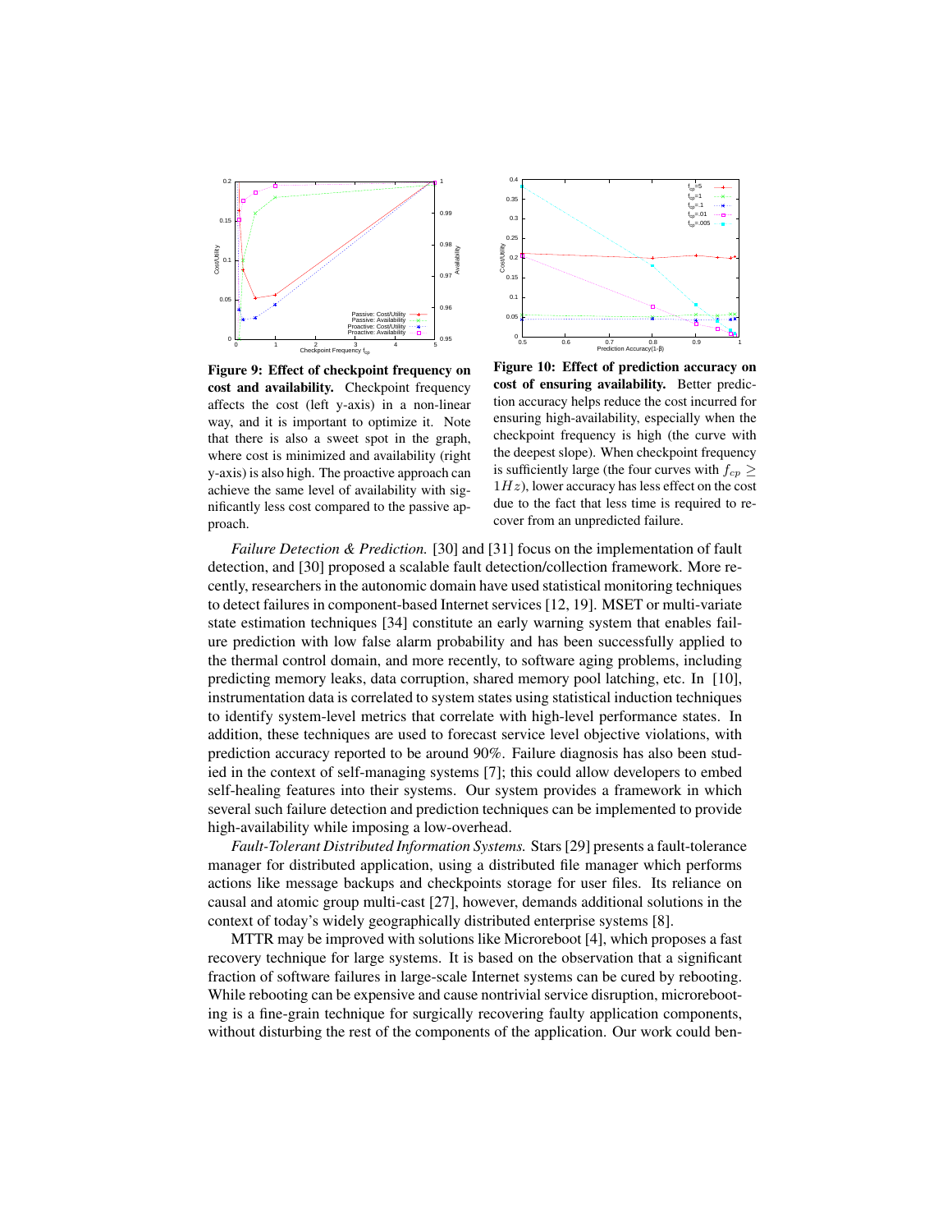**Figure 9: Effect of checkpoint frequency on cost and availability.** Checkpoint frequency affects the cost (left y-axis) in a non-linear way, and it is important to optimize it. Note that there is also a sweet spot in the graph, where cost is minimized and availability (right y-axis) is also high. The proactive approach can achieve the same level of availability with significantly less cost compared to the passive approach.

**Figure 10: Effect of prediction accuracy on cost of ensuring availability.** Better prediction accuracy helps reduce the cost incurred for ensuring high-availability, especially when the checkpoint frequency is high (the curve with the deepest slope). When checkpoint frequency is sufficiently large (the four curves with $f_{cp} \geq 1Hz$), lower accuracy has less effect on the cost due to the fact that less time is required to recover from an unpredicted failure.

*Failure Detection & Prediction.* [30] and [31] focus on the implementation of fault detection, and [30] proposed a scalable fault detection/collection framework. More recently, researchers in the autonomic domain have used statistical monitoring techniques to detect failures in component-based Internet services [12, 19]. MSET or multi-variate state estimation techniques [34] constitute an early warning system that enables failure prediction with low false alarm probability and has been successfully applied to the thermal control domain, and more recently, to software aging problems, including predicting memory leaks, data corruption, shared memory pool latching, etc. In [10], instrumentation data is correlated to system states using statistical induction techniques to identify system-level metrics that correlate with high-level performance states. In addition, these techniques are used to forecast service level objective violations, with prediction accuracy reported to be around 90%. Failure diagnosis has also been studied in the context of self-managing systems [7]; this could allow developers to embed self-healing features into their systems. Our system provides a framework in which several such failure detection and prediction techniques can be implemented to provide high-availability while imposing a low-overhead.

*Fault-Tolerant Distributed Information Systems.* Stars [29] presents a fault-tolerance manager for distributed application, using a distributed file manager which performs actions like message backups and checkpoints storage for user files. Its reliance on causal and atomic group multi-cast [27], however, demands additional solutions in the context of today's widely geographically distributed enterprise systems [8].

MTTR may be improved with solutions like Microreboot [4], which proposes a fast recovery technique for large systems. It is based on the observation that a significant fraction of software failures in large-scale Internet systems can be cured by rebooting. While rebooting can be expensive and cause nontrivial service disruption, microrebooting is a fine-grain technique for surgically recovering faulty application components, without disturbing the rest of the components of the application. Our work could ben-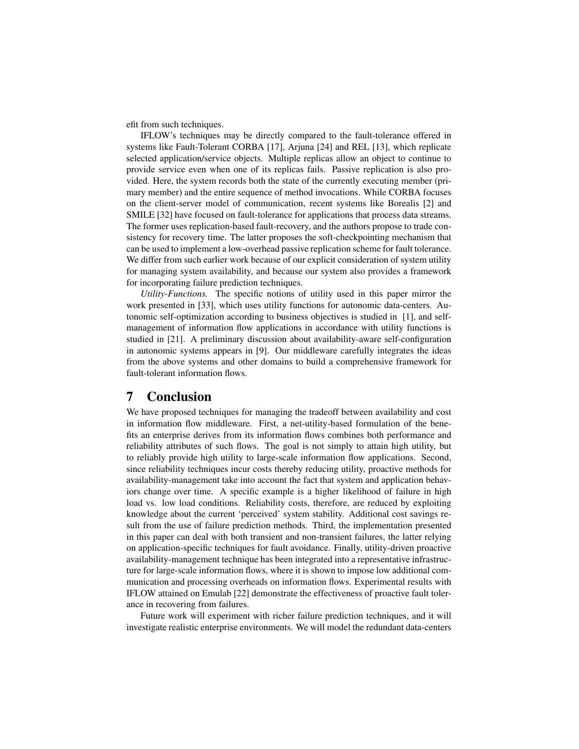efit from such techniques.

IFLOW's techniques may be directly compared to the fault-tolerance offered in systems like Fault-Tolerant CORBA [17], Arjuna [24] and REL [13], which replicate selected application/service objects. Multiple replicas allow an object to continue to provide service even when one of its replicas fails. Passive replication is also provided. Here, the system records both the state of the currently executing member (primary member) and the entire sequence of method invocations. While CORBA focuses on the client-server model of communication, recent systems like Borealis [2] and SMILE [32] have focused on fault-tolerance for applications that process data streams. The former uses replication-based fault-recovery, and the authors propose to trade consistency for recovery time. The latter proposes the soft-checkpointing mechanism that can be used to implement a low-overhead passive replication scheme for fault tolerance. We differ from such earlier work because of our explicit consideration of system utility for managing system availability, and because our system also provides a framework for incorporating failure prediction techniques.

*Utility-Functions.* The specific notions of utility used in this paper mirror the work presented in [33], which uses utility functions for autonomic data-centers. Autonomic self-optimization according to business objectives is studied in [1], and self-management of information flow applications in accordance with utility functions is studied in [21]. A preliminary discussion about availability-aware self-configuration in autonomic systems appears in [9]. Our middleware carefully integrates the ideas from the above systems and other domains to build a comprehensive framework for fault-tolerant information flows.

# 7 Conclusion

We have proposed techniques for managing the tradeoff between availability and cost in information flow middleware. First, a net-utility-based formulation of the benefits an enterprise derives from its information flows combines both performance and reliability attributes of such flows. The goal is not simply to attain high utility, but to reliably provide high utility to large-scale information flow applications. Second, since reliability techniques incur costs thereby reducing utility, proactive methods for availability-management take into account the fact that system and application behaviors change over time. A specific example is a higher likelihood of failure in high load vs. low load conditions. Reliability costs, therefore, are reduced by exploiting knowledge about the current 'perceived' system stability. Additional cost savings result from the use of failure prediction methods. Third, the implementation presented in this paper can deal with both transient and non-transient failures, the latter relying on application-specific techniques for fault avoidance. Finally, utility-driven proactive availability-management technique has been integrated into a representative infrastructure for large-scale information flows, where it is shown to impose low additional communication and processing overheads on information flows. Experimental results with IFLOW attained on Emulab [22] demonstrate the effectiveness of proactive fault tolerance in recovering from failures.

Future work will experiment with richer failure prediction techniques, and it will investigate realistic enterprise environments. We will model the redundant data-centers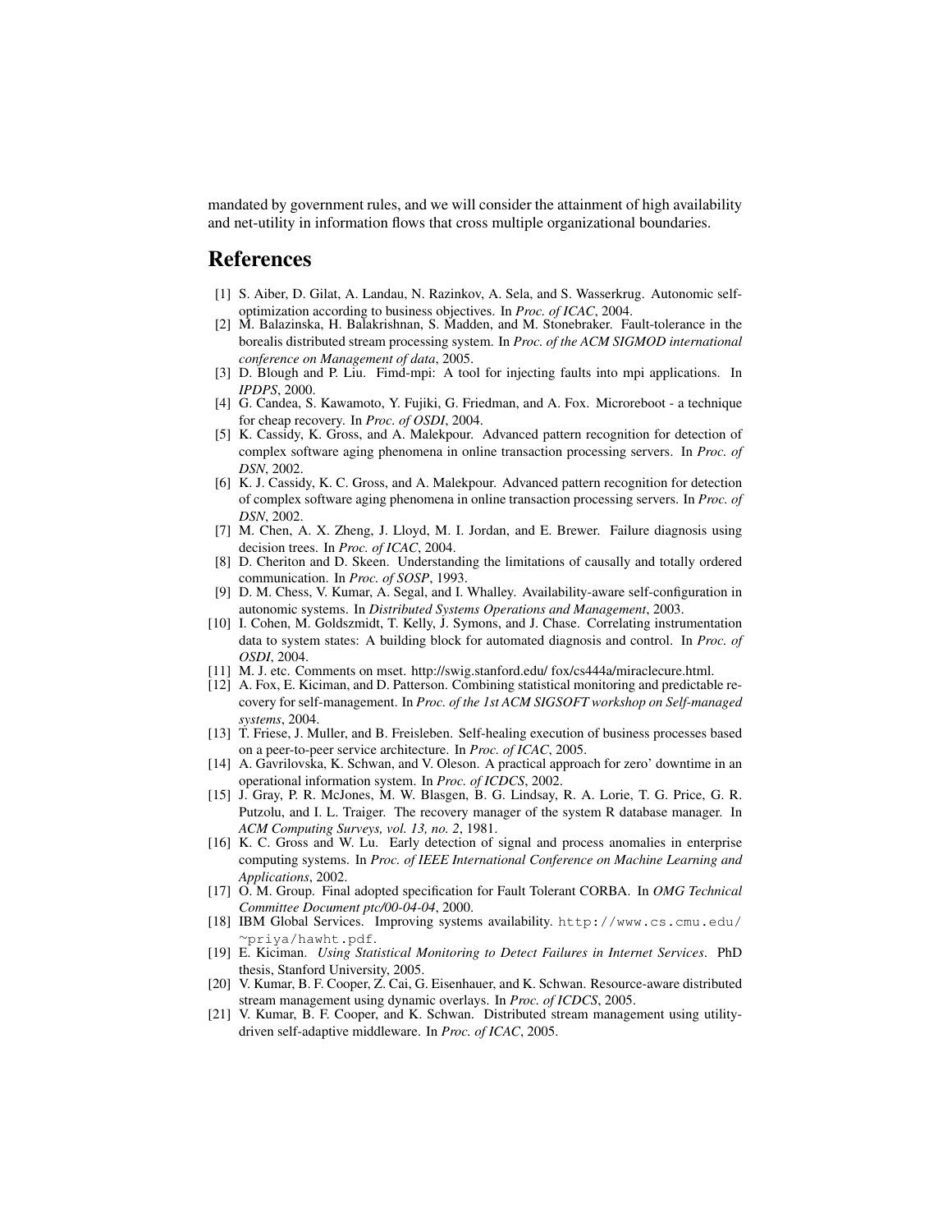mandated by government rules, and we will consider the attainment of high availability and net-utility in information flows that cross multiple organizational boundaries.

## References

[1] S. Aiber, D. Gilat, A. Landau, N. Razinkov, A. Sela, and S. Wasserkrug. Autonomic self-optimization according to business objectives. In *Proc. of ICAC*, 2004.

[2] M. Balazinska, H. Balakrishnan, S. Madden, and M. Stonebraker. Fault-tolerance in the borealis distributed stream processing system. In *Proc. of the ACM SIGMOD international conference on Management of data*, 2005.

[3] D. Blough and P. Liu. Fimd-mpi: A tool for injecting faults into mpi applications. In *IPDPS*, 2000.

[4] G. Candea, S. Kawamoto, Y. Fujiki, G. Friedman, and A. Fox. Microreboot - a technique for cheap recovery. In *Proc. of OSDI*, 2004.

[5] K. Cassidy, K. Gross, and A. Malekpour. Advanced pattern recognition for detection of complex software aging phenomena in online transaction processing servers. In *Proc. of DSN*, 2002.

[6] K. J. Cassidy, K. C. Gross, and A. Malekpour. Advanced pattern recognition for detection of complex software aging phenomena in online transaction processing servers. In *Proc. of DSN*, 2002.

[7] M. Chen, A. X. Zheng, J. Lloyd, M. I. Jordan, and E. Brewer. Failure diagnosis using decision trees. In *Proc. of ICAC*, 2004.

[8] D. Cheriton and D. Skeen. Understanding the limitations of causally and totally ordered communication. In *Proc. of SOSP*, 1993.

[9] D. M. Chess, V. Kumar, A. Segal, and I. Whalley. Availability-aware self-configuration in autonomic systems. In *Distributed Systems Operations and Management*, 2003.

[10] I. Cohen, M. Goldszmidt, T. Kelly, J. Symons, and J. Chase. Correlating instrumentation data to system states: A building block for automated diagnosis and control. In *Proc. of OSDI*, 2004.

[11] M. J. etc. Comments on mset. http://swig.stanford.edu/ fox/cs444a/miraclecure.html.

[12] A. Fox, E. Kiciman, and D. Patterson. Combining statistical monitoring and predictable recovery for self-management. In *Proc. of the 1st ACM SIGSOFT workshop on Self-managed systems*, 2004.

[13] T. Friese, J. Muller, and B. Freisleben. Self-healing execution of business processes based on a peer-to-peer service architecture. In *Proc. of ICAC*, 2005.

[14] A. Gavrilovska, K. Schwan, and V. Oleson. A practical approach for zero' downtime in an operational information system. In *Proc. of ICDCS*, 2002.

[15] J. Gray, P. R. McJones, M. W. Blasgen, B. G. Lindsay, R. A. Lorie, T. G. Price, G. R. Putzolu, and I. L. Traiger. The recovery manager of the system R database manager. In *ACM Computing Surveys, vol. 13, no. 2*, 1981.

[16] K. C. Gross and W. Lu. Early detection of signal and process anomalies in enterprise computing systems. In *Proc. of IEEE International Conference on Machine Learning and Applications*, 2002.

[17] O. M. Group. Final adopted specification for Fault Tolerant CORBA. In *OMG Technical Committee Document ptc/00-04-04*, 2000.

[18] IBM Global Services. Improving systems availability. `http://www.cs.cmu.edu/~priya/hawht.pdf`.

[19] E. Kiciman. *Using Statistical Monitoring to Detect Failures in Internet Services*. PhD thesis, Stanford University, 2005.

[20] V. Kumar, B. F. Cooper, Z. Cai, G. Eisenhauer, and K. Schwan. Resource-aware distributed stream management using dynamic overlays. In *Proc. of ICDCS*, 2005.

[21] V. Kumar, B. F. Cooper, and K. Schwan. Distributed stream management using utility-driven self-adaptive middleware. In *Proc. of ICAC*, 2005.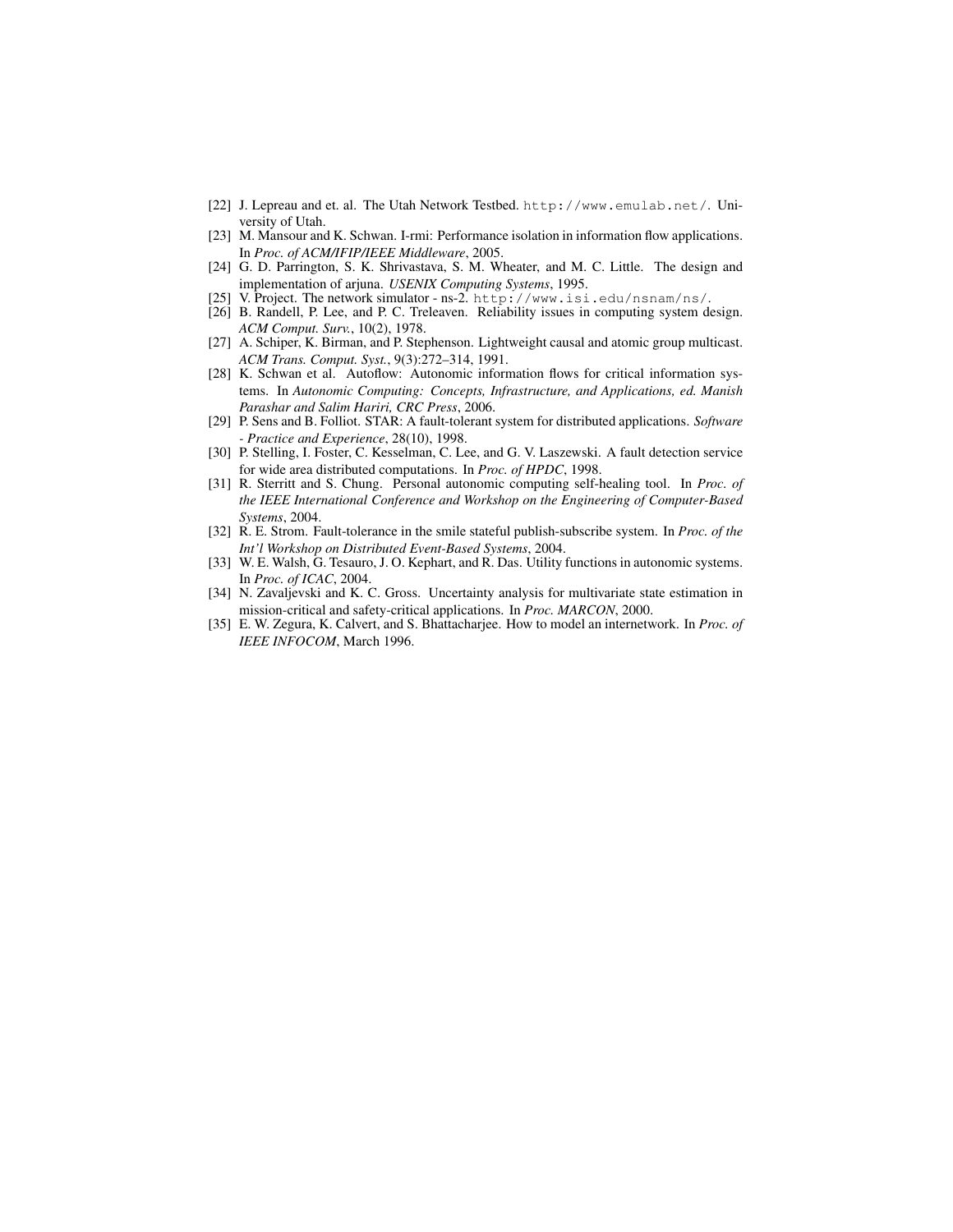[22] J. Lepreau and et. al. The Utah Network Testbed. `http://www.emulab.net/`. University of Utah.

[23] M. Mansour and K. Schwan. I-rmi: Performance isolation in information flow applications. In *Proc. of ACM/IFIP/IEEE Middleware*, 2005.

[24] G. D. Parrington, S. K. Shrivastava, S. M. Wheater, and M. C. Little. The design and implementation of arjuna. *USENIX Computing Systems*, 1995.

[25] V. Project. The network simulator - ns-2. `http://www.isi.edu/nsnam/ns/`.

[26] B. Randell, P. Lee, and P. C. Treleaven. Reliability issues in computing system design. *ACM Comput. Surv.*, 10(2), 1978.

[27] A. Schiper, K. Birman, and P. Stephenson. Lightweight causal and atomic group multicast. *ACM Trans. Comput. Syst.*, 9(3):272–314, 1991.

[28] K. Schwan et al. Autoflow: Autonomic information flows for critical information systems. In *Autonomic Computing: Concepts, Infrastructure, and Applications, ed. Manish Parashar and Salim Hariri, CRC Press*, 2006.

[29] P. Sens and B. Folliot. STAR: A fault-tolerant system for distributed applications. *Software - Practice and Experience*, 28(10), 1998.

[30] P. Stelling, I. Foster, C. Kesselman, C. Lee, and G. V. Laszewski. A fault detection service for wide area distributed computations. In *Proc. of HPDC*, 1998.

[31] R. Sterritt and S. Chung. Personal autonomic computing self-healing tool. In *Proc. of the IEEE International Conference and Workshop on the Engineering of Computer-Based Systems*, 2004.

[32] R. E. Strom. Fault-tolerance in the smile stateful publish-subscribe system. In *Proc. of the Int'l Workshop on Distributed Event-Based Systems*, 2004.

[33] W. E. Walsh, G. Tesauro, J. O. Kephart, and R. Das. Utility functions in autonomic systems. In *Proc. of ICAC*, 2004.

[34] N. Zavaljevski and K. C. Gross. Uncertainty analysis for multivariate state estimation in mission-critical and safety-critical applications. In *Proc. MARCON*, 2000.

[35] E. W. Zegura, K. Calvert, and S. Bhattacharjee. How to model an internetwork. In *Proc. of IEEE INFOCOM*, March 1996.